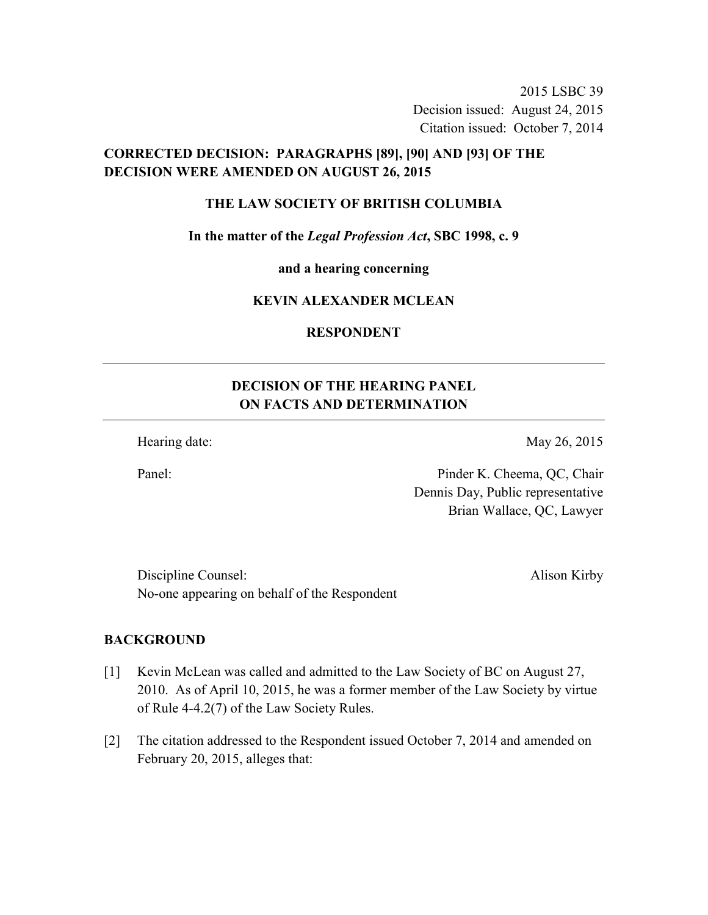2015 LSBC 39
Decision issued: August 24, 2015
Citation issued: October 7, 2014

**CORRECTED DECISION: PARAGRAPHS [89], [90] AND [93] OF THE DECISION WERE AMENDED ON AUGUST 26, 2015**

**THE LAW SOCIETY OF BRITISH COLUMBIA**

**In the matter of the *Legal Profession Act*, SBC 1998, c. 9**

**and a hearing concerning**

**KEVIN ALEXANDER MCLEAN**

**RESPONDENT**

---

## DECISION OF THE HEARING PANEL ON FACTS AND DETERMINATION

---

Hearing date: May 26, 2015

Panel: Pinder K. Cheema, QC, Chair
Dennis Day, Public representative
Brian Wallace, QC, Lawyer

Discipline Counsel: Alison Kirby
No-one appearing on behalf of the Respondent

## BACKGROUND

[1] Kevin McLean was called and admitted to the Law Society of BC on August 27, 2010. As of April 10, 2015, he was a former member of the Law Society by virtue of Rule 4-4.2(7) of the Law Society Rules.

[2] The citation addressed to the Respondent issued October 7, 2014 and amended on February 20, 2015, alleges that: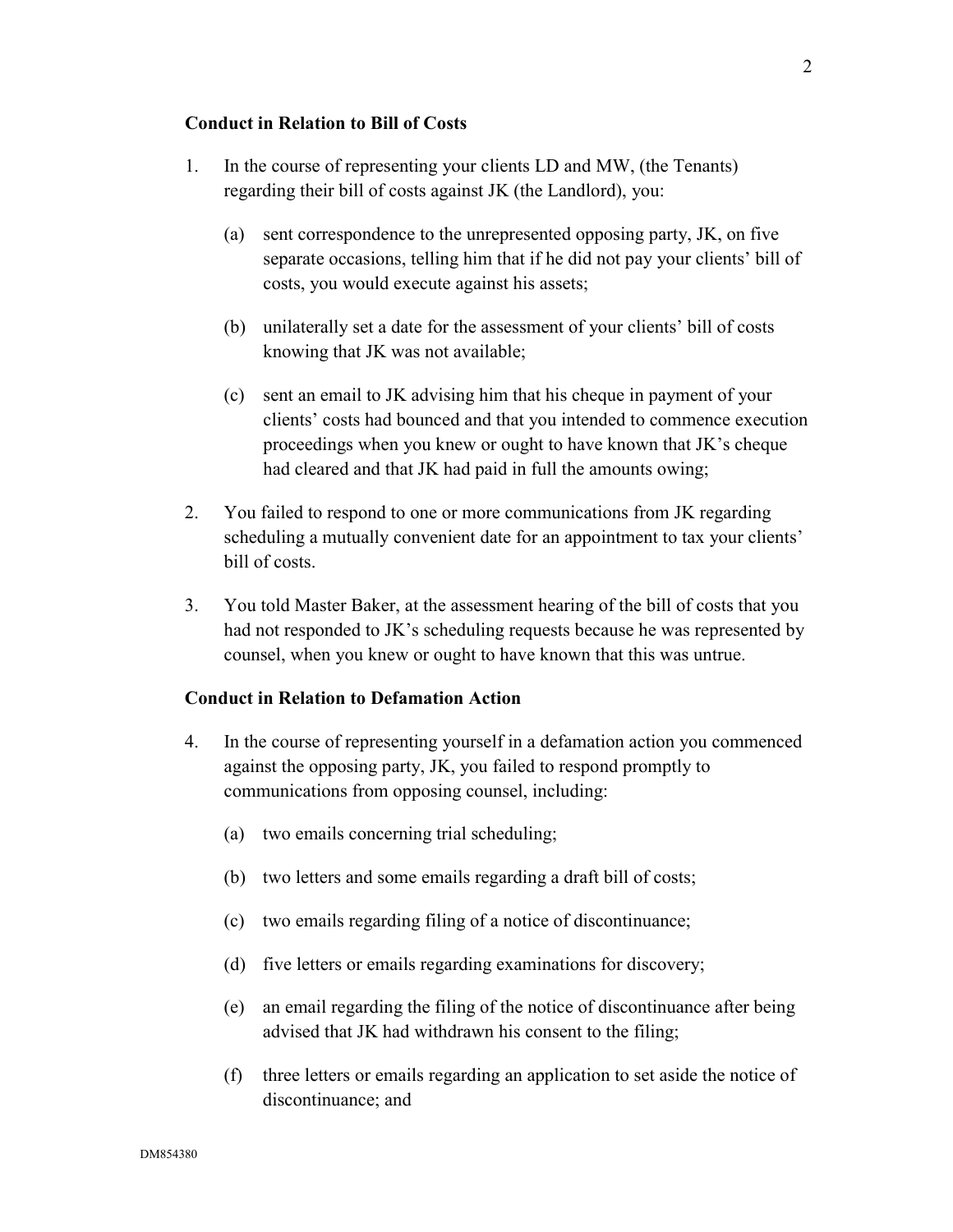**Conduct in Relation to Bill of Costs**

1. In the course of representing your clients LD and MW, (the Tenants) regarding their bill of costs against JK (the Landlord), you:

   (a) sent correspondence to the unrepresented opposing party, JK, on five separate occasions, telling him that if he did not pay your clients' bill of costs, you would execute against his assets;

   (b) unilaterally set a date for the assessment of your clients' bill of costs knowing that JK was not available;

   (c) sent an email to JK advising him that his cheque in payment of your clients' costs had bounced and that you intended to commence execution proceedings when you knew or ought to have known that JK's cheque had cleared and that JK had paid in full the amounts owing;

2. You failed to respond to one or more communications from JK regarding scheduling a mutually convenient date for an appointment to tax your clients' bill of costs.

3. You told Master Baker, at the assessment hearing of the bill of costs that you had not responded to JK's scheduling requests because he was represented by counsel, when you knew or ought to have known that this was untrue.

**Conduct in Relation to Defamation Action**

4. In the course of representing yourself in a defamation action you commenced against the opposing party, JK, you failed to respond promptly to communications from opposing counsel, including:

   (a) two emails concerning trial scheduling;

   (b) two letters and some emails regarding a draft bill of costs;

   (c) two emails regarding filing of a notice of discontinuance;

   (d) five letters or emails regarding examinations for discovery;

   (e) an email regarding the filing of the notice of discontinuance after being advised that JK had withdrawn his consent to the filing;

   (f) three letters or emails regarding an application to set aside the notice of discontinuance; and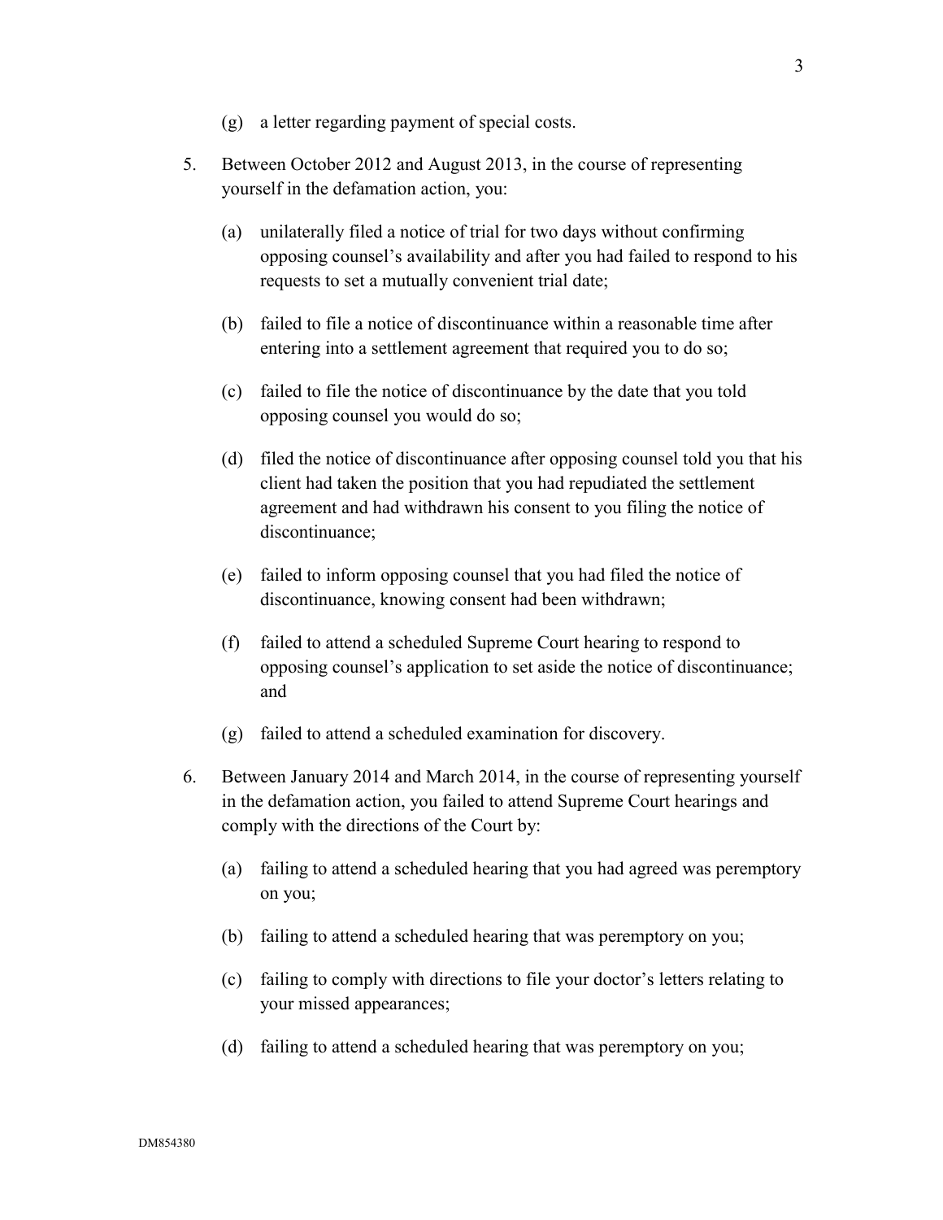(g) a letter regarding payment of special costs.

5. Between October 2012 and August 2013, in the course of representing yourself in the defamation action, you:

   (a) unilaterally filed a notice of trial for two days without confirming opposing counsel's availability and after you had failed to respond to his requests to set a mutually convenient trial date;

   (b) failed to file a notice of discontinuance within a reasonable time after entering into a settlement agreement that required you to do so;

   (c) failed to file the notice of discontinuance by the date that you told opposing counsel you would do so;

   (d) filed the notice of discontinuance after opposing counsel told you that his client had taken the position that you had repudiated the settlement agreement and had withdrawn his consent to you filing the notice of discontinuance;

   (e) failed to inform opposing counsel that you had filed the notice of discontinuance, knowing consent had been withdrawn;

   (f) failed to attend a scheduled Supreme Court hearing to respond to opposing counsel's application to set aside the notice of discontinuance; and

   (g) failed to attend a scheduled examination for discovery.

6. Between January 2014 and March 2014, in the course of representing yourself in the defamation action, you failed to attend Supreme Court hearings and comply with the directions of the Court by:

   (a) failing to attend a scheduled hearing that you had agreed was peremptory on you;

   (b) failing to attend a scheduled hearing that was peremptory on you;

   (c) failing to comply with directions to file your doctor's letters relating to your missed appearances;

   (d) failing to attend a scheduled hearing that was peremptory on you;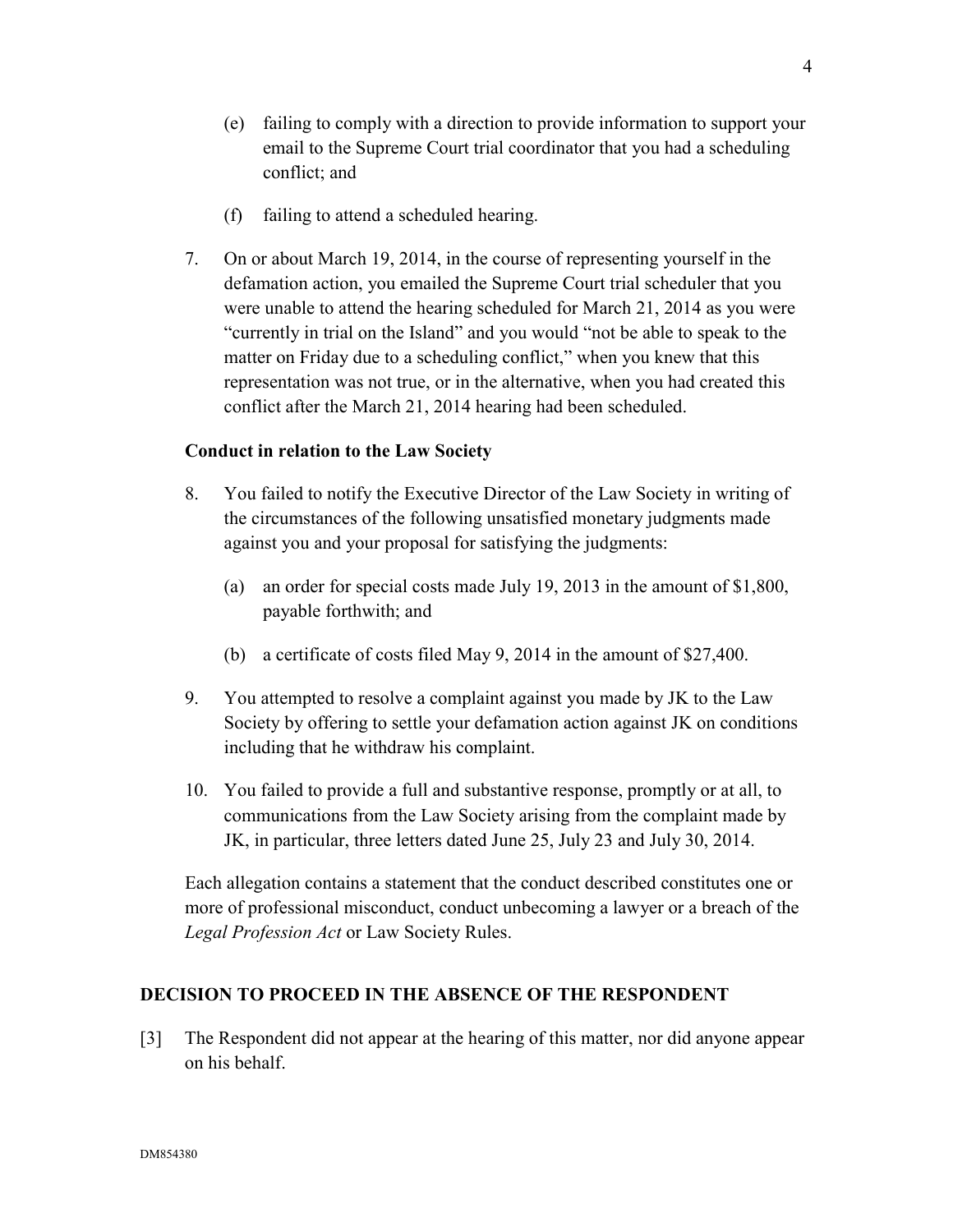(e) failing to comply with a direction to provide information to support your email to the Supreme Court trial coordinator that you had a scheduling conflict; and

(f) failing to attend a scheduled hearing.

7. On or about March 19, 2014, in the course of representing yourself in the defamation action, you emailed the Supreme Court trial scheduler that you were unable to attend the hearing scheduled for March 21, 2014 as you were "currently in trial on the Island" and you would "not be able to speak to the matter on Friday due to a scheduling conflict," when you knew that this representation was not true, or in the alternative, when you had created this conflict after the March 21, 2014 hearing had been scheduled.

**Conduct in relation to the Law Society**

8. You failed to notify the Executive Director of the Law Society in writing of the circumstances of the following unsatisfied monetary judgments made against you and your proposal for satisfying the judgments:

    (a) an order for special costs made July 19, 2013 in the amount of $1,800, payable forthwith; and

    (b) a certificate of costs filed May 9, 2014 in the amount of $27,400.

9. You attempted to resolve a complaint against you made by JK to the Law Society by offering to settle your defamation action against JK on conditions including that he withdraw his complaint.

10. You failed to provide a full and substantive response, promptly or at all, to communications from the Law Society arising from the complaint made by JK, in particular, three letters dated June 25, July 23 and July 30, 2014.

Each allegation contains a statement that the conduct described constitutes one or more of professional misconduct, conduct unbecoming a lawyer or a breach of the *Legal Profession Act* or Law Society Rules.

## DECISION TO PROCEED IN THE ABSENCE OF THE RESPONDENT

[3] The Respondent did not appear at the hearing of this matter, nor did anyone appear on his behalf.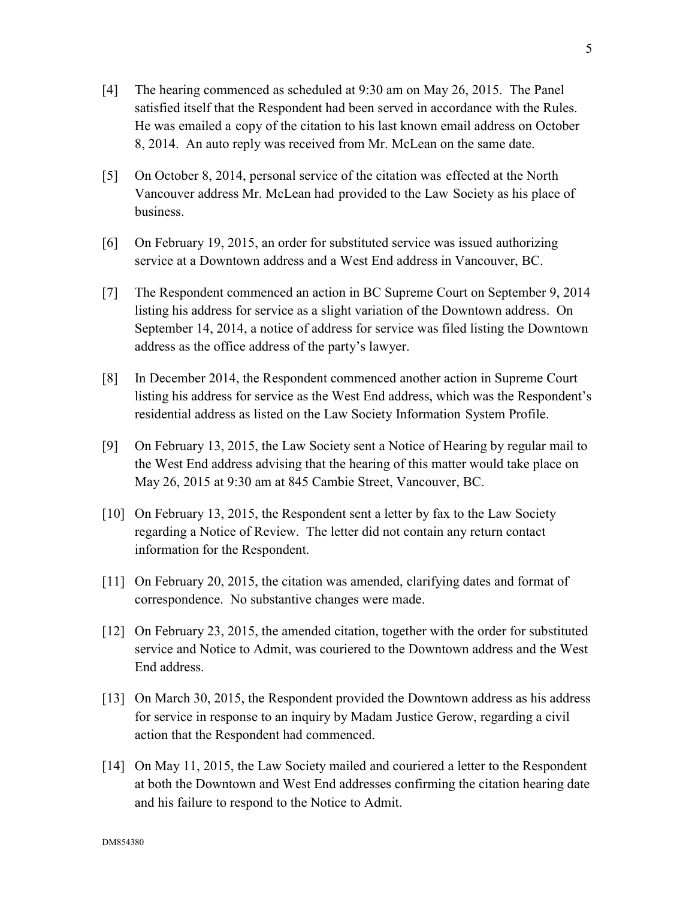[4] The hearing commenced as scheduled at 9:30 am on May 26, 2015. The Panel satisfied itself that the Respondent had been served in accordance with the Rules. He was emailed a copy of the citation to his last known email address on October 8, 2014. An auto reply was received from Mr. McLean on the same date.

[5] On October 8, 2014, personal service of the citation was effected at the North Vancouver address Mr. McLean had provided to the Law Society as his place of business.

[6] On February 19, 2015, an order for substituted service was issued authorizing service at a Downtown address and a West End address in Vancouver, BC.

[7] The Respondent commenced an action in BC Supreme Court on September 9, 2014 listing his address for service as a slight variation of the Downtown address. On September 14, 2014, a notice of address for service was filed listing the Downtown address as the office address of the party's lawyer.

[8] In December 2014, the Respondent commenced another action in Supreme Court listing his address for service as the West End address, which was the Respondent's residential address as listed on the Law Society Information System Profile.

[9] On February 13, 2015, the Law Society sent a Notice of Hearing by regular mail to the West End address advising that the hearing of this matter would take place on May 26, 2015 at 9:30 am at 845 Cambie Street, Vancouver, BC.

[10] On February 13, 2015, the Respondent sent a letter by fax to the Law Society regarding a Notice of Review. The letter did not contain any return contact information for the Respondent.

[11] On February 20, 2015, the citation was amended, clarifying dates and format of correspondence. No substantive changes were made.

[12] On February 23, 2015, the amended citation, together with the order for substituted service and Notice to Admit, was couriered to the Downtown address and the West End address.

[13] On March 30, 2015, the Respondent provided the Downtown address as his address for service in response to an inquiry by Madam Justice Gerow, regarding a civil action that the Respondent had commenced.

[14] On May 11, 2015, the Law Society mailed and couriered a letter to the Respondent at both the Downtown and West End addresses confirming the citation hearing date and his failure to respond to the Notice to Admit.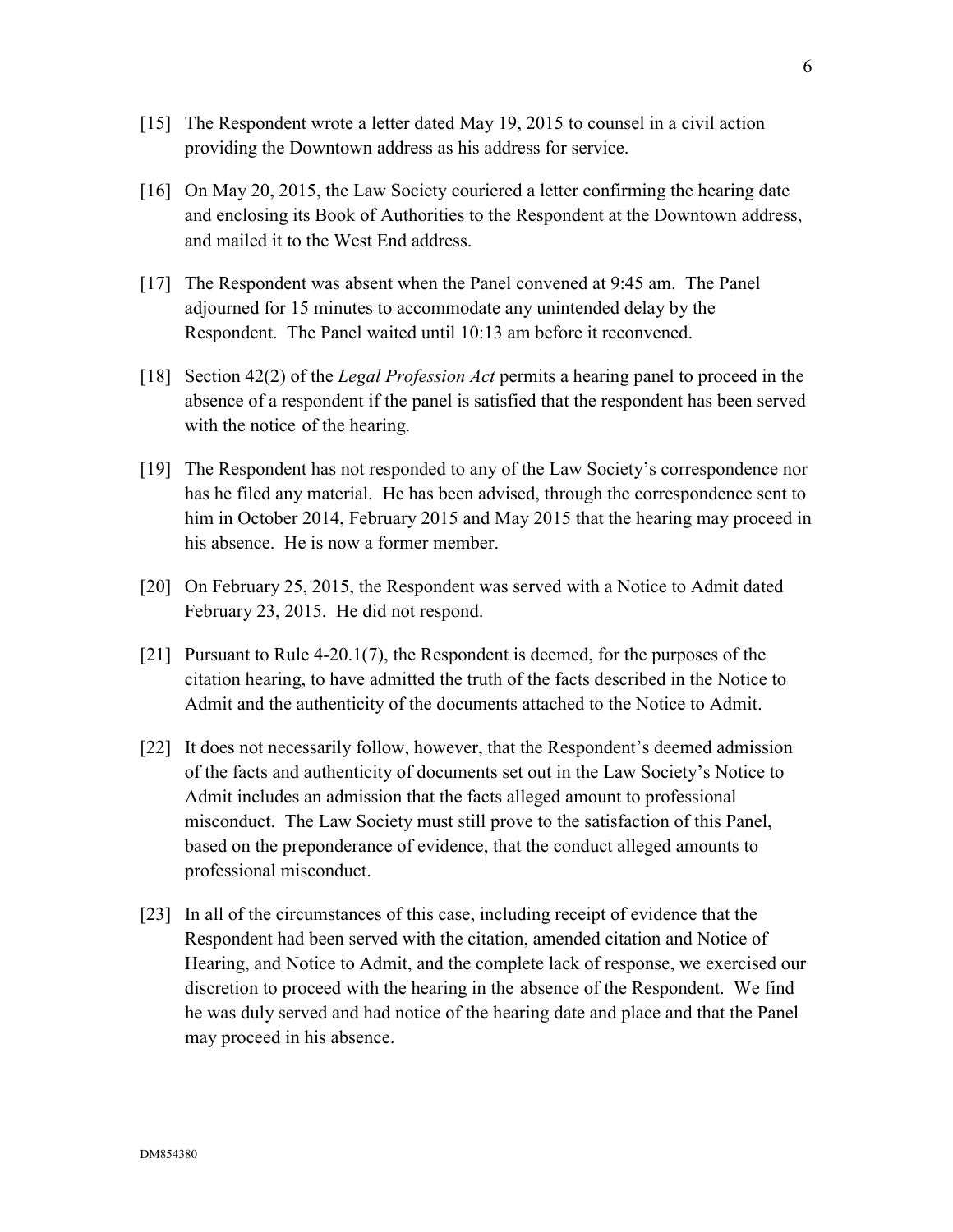[15] The Respondent wrote a letter dated May 19, 2015 to counsel in a civil action providing the Downtown address as his address for service.

[16] On May 20, 2015, the Law Society couriered a letter confirming the hearing date and enclosing its Book of Authorities to the Respondent at the Downtown address, and mailed it to the West End address.

[17] The Respondent was absent when the Panel convened at 9:45 am. The Panel adjourned for 15 minutes to accommodate any unintended delay by the Respondent. The Panel waited until 10:13 am before it reconvened.

[18] Section 42(2) of the *Legal Profession Act* permits a hearing panel to proceed in the absence of a respondent if the panel is satisfied that the respondent has been served with the notice of the hearing.

[19] The Respondent has not responded to any of the Law Society's correspondence nor has he filed any material. He has been advised, through the correspondence sent to him in October 2014, February 2015 and May 2015 that the hearing may proceed in his absence. He is now a former member.

[20] On February 25, 2015, the Respondent was served with a Notice to Admit dated February 23, 2015. He did not respond.

[21] Pursuant to Rule 4-20.1(7), the Respondent is deemed, for the purposes of the citation hearing, to have admitted the truth of the facts described in the Notice to Admit and the authenticity of the documents attached to the Notice to Admit.

[22] It does not necessarily follow, however, that the Respondent's deemed admission of the facts and authenticity of documents set out in the Law Society's Notice to Admit includes an admission that the facts alleged amount to professional misconduct. The Law Society must still prove to the satisfaction of this Panel, based on the preponderance of evidence, that the conduct alleged amounts to professional misconduct.

[23] In all of the circumstances of this case, including receipt of evidence that the Respondent had been served with the citation, amended citation and Notice of Hearing, and Notice to Admit, and the complete lack of response, we exercised our discretion to proceed with the hearing in the absence of the Respondent. We find he was duly served and had notice of the hearing date and place and that the Panel may proceed in his absence.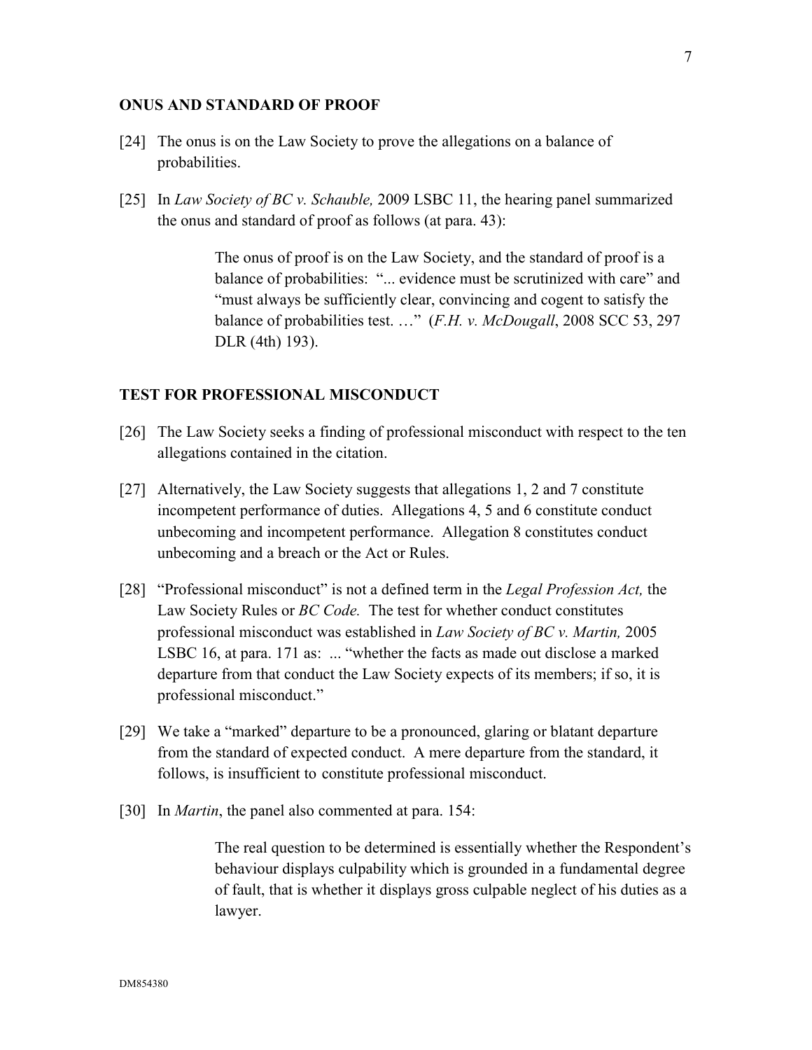## ONUS AND STANDARD OF PROOF

[24] The onus is on the Law Society to prove the allegations on a balance of probabilities.

[25] In *Law Society of BC v. Schauble,* 2009 LSBC 11, the hearing panel summarized the onus and standard of proof as follows (at para. 43):

> The onus of proof is on the Law Society, and the standard of proof is a balance of probabilities: "... evidence must be scrutinized with care" and "must always be sufficiently clear, convincing and cogent to satisfy the balance of probabilities test. …" (*F.H. v. McDougall*, 2008 SCC 53, 297 DLR (4th) 193).

## TEST FOR PROFESSIONAL MISCONDUCT

[26] The Law Society seeks a finding of professional misconduct with respect to the ten allegations contained in the citation.

[27] Alternatively, the Law Society suggests that allegations 1, 2 and 7 constitute incompetent performance of duties. Allegations 4, 5 and 6 constitute conduct unbecoming and incompetent performance. Allegation 8 constitutes conduct unbecoming and a breach or the Act or Rules.

[28] "Professional misconduct" is not a defined term in the *Legal Profession Act,* the Law Society Rules or *BC Code.* The test for whether conduct constitutes professional misconduct was established in *Law Society of BC v. Martin,* 2005 LSBC 16, at para. 171 as: ... "whether the facts as made out disclose a marked departure from that conduct the Law Society expects of its members; if so, it is professional misconduct."

[29] We take a "marked" departure to be a pronounced, glaring or blatant departure from the standard of expected conduct. A mere departure from the standard, it follows, is insufficient to constitute professional misconduct.

[30] In *Martin*, the panel also commented at para. 154:

> The real question to be determined is essentially whether the Respondent's behaviour displays culpability which is grounded in a fundamental degree of fault, that is whether it displays gross culpable neglect of his duties as a lawyer.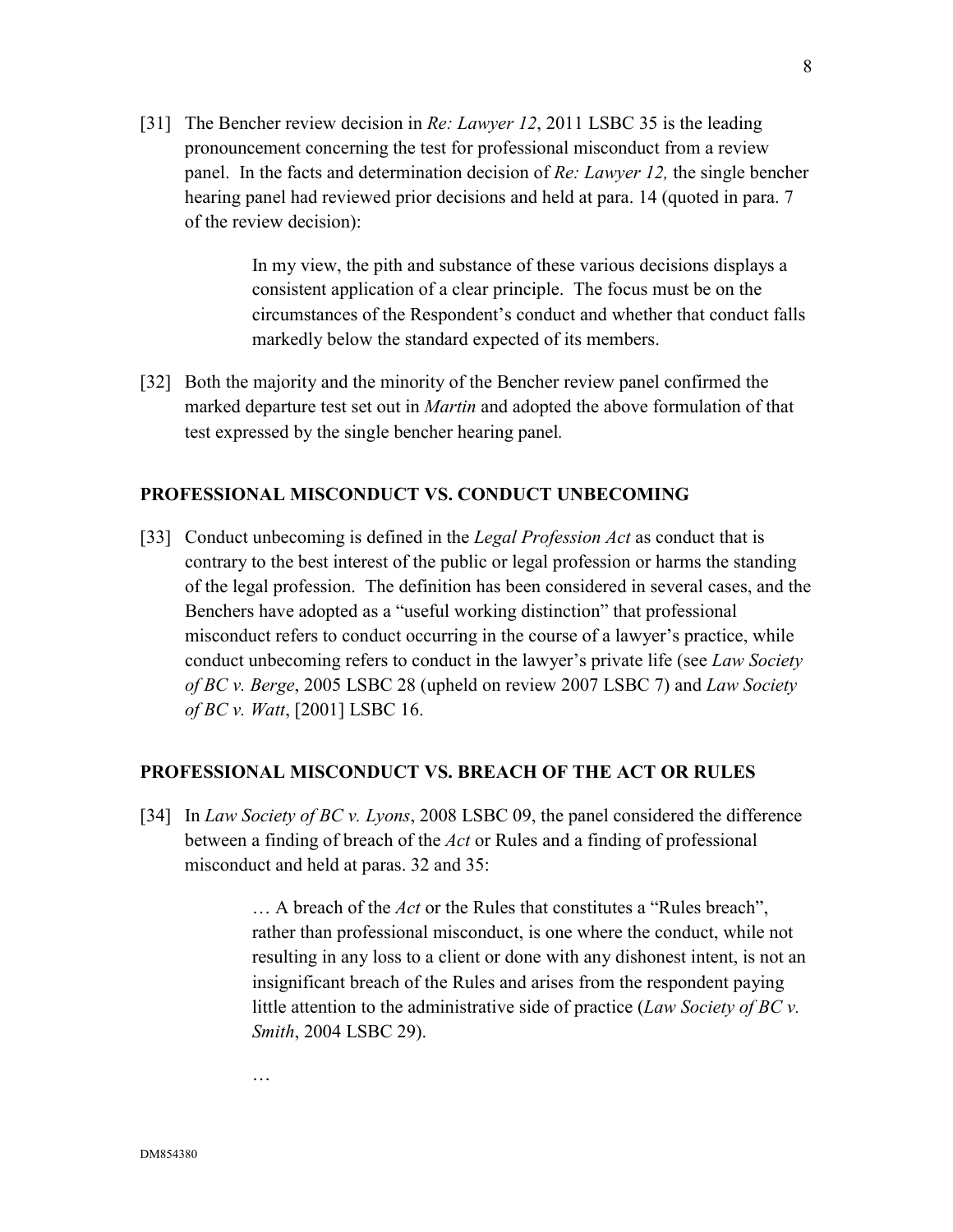[31] The Bencher review decision in *Re: Lawyer 12*, 2011 LSBC 35 is the leading pronouncement concerning the test for professional misconduct from a review panel. In the facts and determination decision of *Re: Lawyer 12,* the single bencher hearing panel had reviewed prior decisions and held at para. 14 (quoted in para. 7 of the review decision):

> In my view, the pith and substance of these various decisions displays a consistent application of a clear principle. The focus must be on the circumstances of the Respondent's conduct and whether that conduct falls markedly below the standard expected of its members.

[32] Both the majority and the minority of the Bencher review panel confirmed the marked departure test set out in *Martin* and adopted the above formulation of that test expressed by the single bencher hearing panel.

## PROFESSIONAL MISCONDUCT VS. CONDUCT UNBECOMING

[33] Conduct unbecoming is defined in the *Legal Profession Act* as conduct that is contrary to the best interest of the public or legal profession or harms the standing of the legal profession. The definition has been considered in several cases, and the Benchers have adopted as a "useful working distinction" that professional misconduct refers to conduct occurring in the course of a lawyer's practice, while conduct unbecoming refers to conduct in the lawyer's private life (see *Law Society of BC v. Berge*, 2005 LSBC 28 (upheld on review 2007 LSBC 7) and *Law Society of BC v. Watt*, [2001] LSBC 16.

## PROFESSIONAL MISCONDUCT VS. BREACH OF THE ACT OR RULES

[34] In *Law Society of BC v. Lyons*, 2008 LSBC 09, the panel considered the difference between a finding of breach of the *Act* or Rules and a finding of professional misconduct and held at paras. 32 and 35:

> … A breach of the *Act* or the Rules that constitutes a "Rules breach", rather than professional misconduct, is one where the conduct, while not resulting in any loss to a client or done with any dishonest intent, is not an insignificant breach of the Rules and arises from the respondent paying little attention to the administrative side of practice (*Law Society of BC v. Smith*, 2004 LSBC 29).
>
> …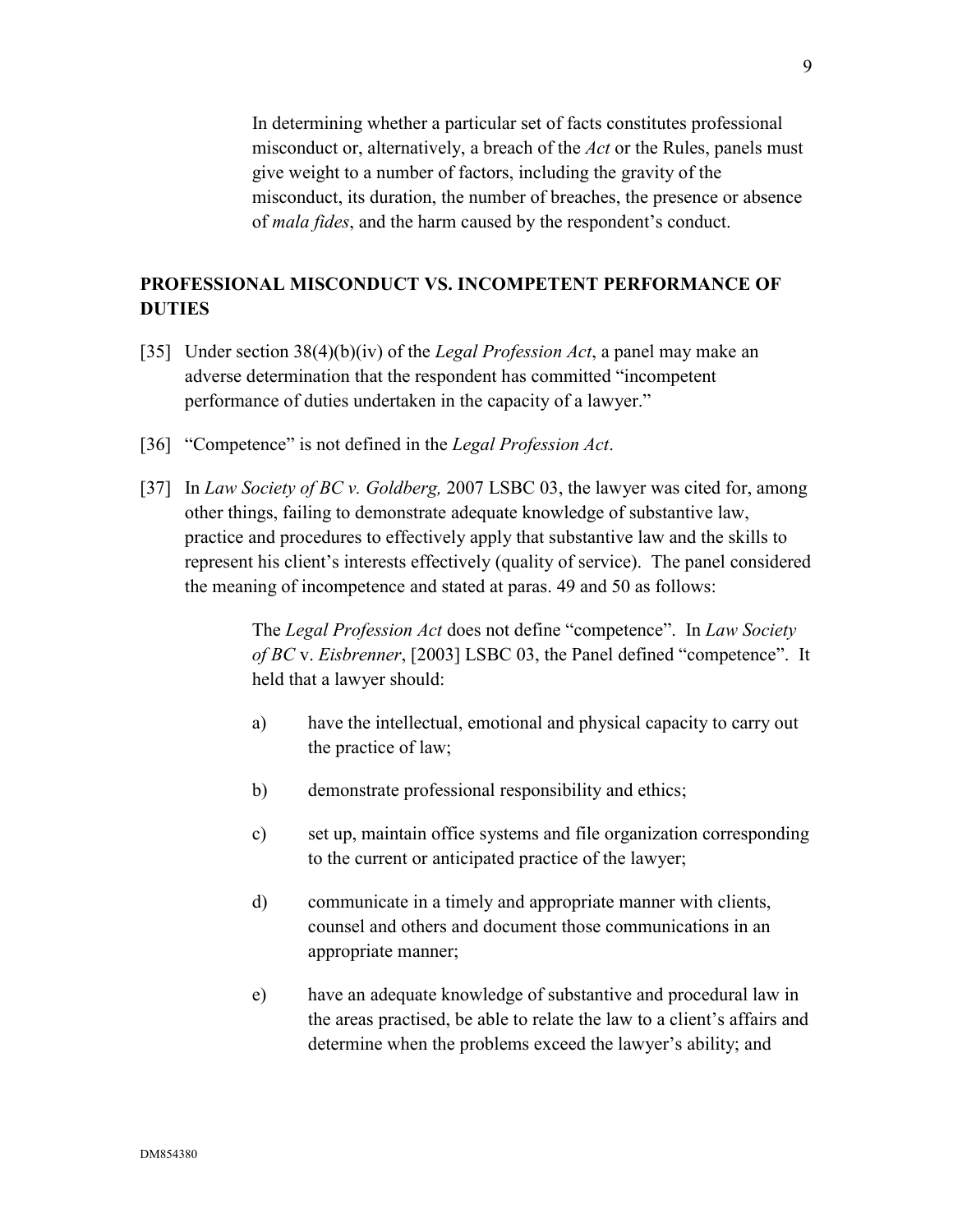> In determining whether a particular set of facts constitutes professional misconduct or, alternatively, a breach of the *Act* or the Rules, panels must give weight to a number of factors, including the gravity of the misconduct, its duration, the number of breaches, the presence or absence of *mala fides*, and the harm caused by the respondent's conduct.

## PROFESSIONAL MISCONDUCT VS. INCOMPETENT PERFORMANCE OF DUTIES

[35] Under section 38(4)(b)(iv) of the *Legal Profession Act*, a panel may make an adverse determination that the respondent has committed "incompetent performance of duties undertaken in the capacity of a lawyer."

[36] "Competence" is not defined in the *Legal Profession Act*.

[37] In *Law Society of BC v. Goldberg,* 2007 LSBC 03, the lawyer was cited for, among other things, failing to demonstrate adequate knowledge of substantive law, practice and procedures to effectively apply that substantive law and the skills to represent his client's interests effectively (quality of service). The panel considered the meaning of incompetence and stated at paras. 49 and 50 as follows:

> The *Legal Profession Act* does not define "competence". In *Law Society of BC* v. *Eisbrenner*, [2003] LSBC 03, the Panel defined "competence". It held that a lawyer should:
>
> a) have the intellectual, emotional and physical capacity to carry out the practice of law;
>
> b) demonstrate professional responsibility and ethics;
>
> c) set up, maintain office systems and file organization corresponding to the current or anticipated practice of the lawyer;
>
> d) communicate in a timely and appropriate manner with clients, counsel and others and document those communications in an appropriate manner;
>
> e) have an adequate knowledge of substantive and procedural law in the areas practised, be able to relate the law to a client's affairs and determine when the problems exceed the lawyer's ability; and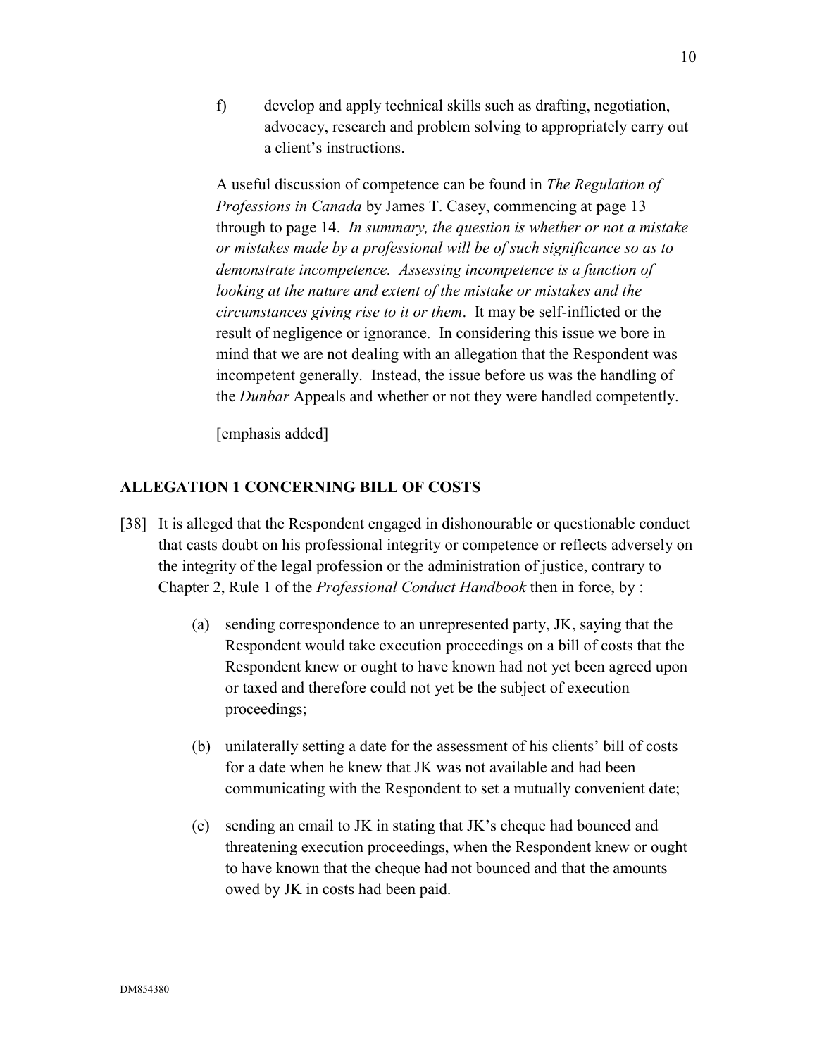f) develop and apply technical skills such as drafting, negotiation, advocacy, research and problem solving to appropriately carry out a client's instructions.

A useful discussion of competence can be found in *The Regulation of Professions in Canada* by James T. Casey, commencing at page 13 through to page 14. *In summary, the question is whether or not a mistake or mistakes made by a professional will be of such significance so as to demonstrate incompetence. Assessing incompetence is a function of looking at the nature and extent of the mistake or mistakes and the circumstances giving rise to it or them*. It may be self-inflicted or the result of negligence or ignorance. In considering this issue we bore in mind that we are not dealing with an allegation that the Respondent was incompetent generally. Instead, the issue before us was the handling of the *Dunbar* Appeals and whether or not they were handled competently.

[emphasis added]

## ALLEGATION 1 CONCERNING BILL OF COSTS

[38] It is alleged that the Respondent engaged in dishonourable or questionable conduct that casts doubt on his professional integrity or competence or reflects adversely on the integrity of the legal profession or the administration of justice, contrary to Chapter 2, Rule 1 of the *Professional Conduct Handbook* then in force, by :

(a) sending correspondence to an unrepresented party, JK, saying that the Respondent would take execution proceedings on a bill of costs that the Respondent knew or ought to have known had not yet been agreed upon or taxed and therefore could not yet be the subject of execution proceedings;

(b) unilaterally setting a date for the assessment of his clients' bill of costs for a date when he knew that JK was not available and had been communicating with the Respondent to set a mutually convenient date;

(c) sending an email to JK in stating that JK's cheque had bounced and threatening execution proceedings, when the Respondent knew or ought to have known that the cheque had not bounced and that the amounts owed by JK in costs had been paid.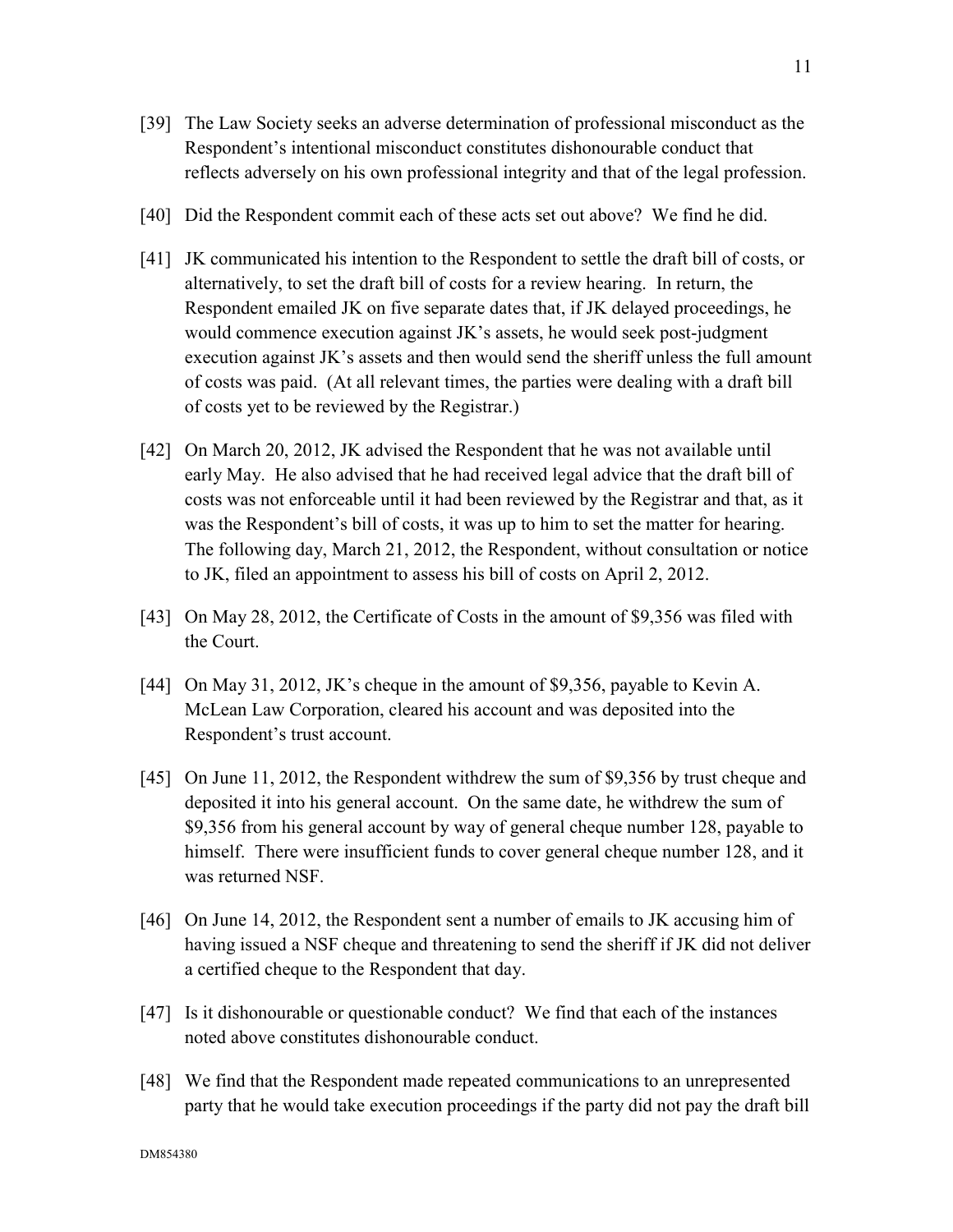[39] The Law Society seeks an adverse determination of professional misconduct as the Respondent's intentional misconduct constitutes dishonourable conduct that reflects adversely on his own professional integrity and that of the legal profession.

[40] Did the Respondent commit each of these acts set out above? We find he did.

[41] JK communicated his intention to the Respondent to settle the draft bill of costs, or alternatively, to set the draft bill of costs for a review hearing. In return, the Respondent emailed JK on five separate dates that, if JK delayed proceedings, he would commence execution against JK's assets, he would seek post-judgment execution against JK's assets and then would send the sheriff unless the full amount of costs was paid. (At all relevant times, the parties were dealing with a draft bill of costs yet to be reviewed by the Registrar.)

[42] On March 20, 2012, JK advised the Respondent that he was not available until early May. He also advised that he had received legal advice that the draft bill of costs was not enforceable until it had been reviewed by the Registrar and that, as it was the Respondent's bill of costs, it was up to him to set the matter for hearing. The following day, March 21, 2012, the Respondent, without consultation or notice to JK, filed an appointment to assess his bill of costs on April 2, 2012.

[43] On May 28, 2012, the Certificate of Costs in the amount of $9,356 was filed with the Court.

[44] On May 31, 2012, JK's cheque in the amount of $9,356, payable to Kevin A. McLean Law Corporation, cleared his account and was deposited into the Respondent's trust account.

[45] On June 11, 2012, the Respondent withdrew the sum of $9,356 by trust cheque and deposited it into his general account. On the same date, he withdrew the sum of $9,356 from his general account by way of general cheque number 128, payable to himself. There were insufficient funds to cover general cheque number 128, and it was returned NSF.

[46] On June 14, 2012, the Respondent sent a number of emails to JK accusing him of having issued a NSF cheque and threatening to send the sheriff if JK did not deliver a certified cheque to the Respondent that day.

[47] Is it dishonourable or questionable conduct? We find that each of the instances noted above constitutes dishonourable conduct.

[48] We find that the Respondent made repeated communications to an unrepresented party that he would take execution proceedings if the party did not pay the draft bill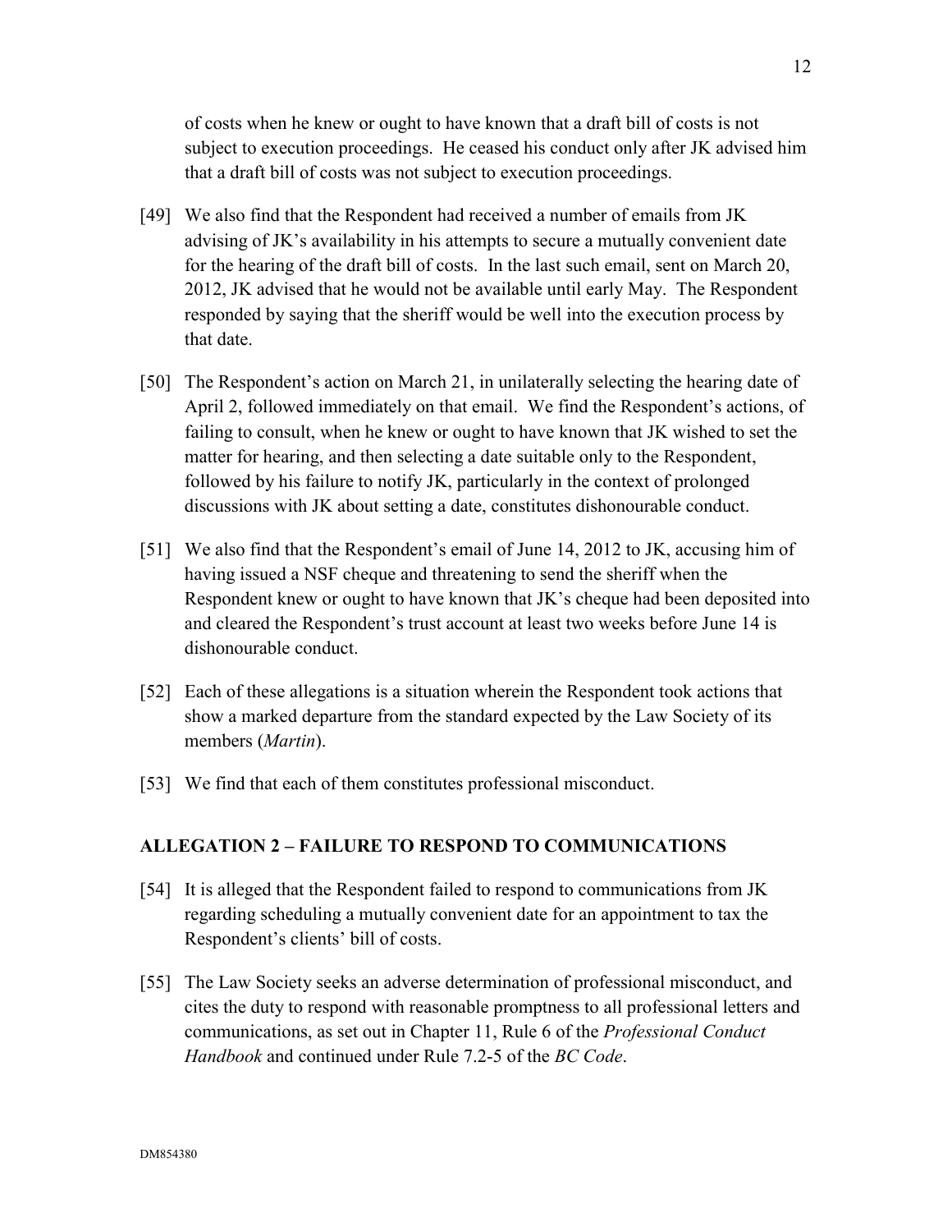of costs when he knew or ought to have known that a draft bill of costs is not subject to execution proceedings. He ceased his conduct only after JK advised him that a draft bill of costs was not subject to execution proceedings.

[49] We also find that the Respondent had received a number of emails from JK advising of JK's availability in his attempts to secure a mutually convenient date for the hearing of the draft bill of costs. In the last such email, sent on March 20, 2012, JK advised that he would not be available until early May. The Respondent responded by saying that the sheriff would be well into the execution process by that date.

[50] The Respondent's action on March 21, in unilaterally selecting the hearing date of April 2, followed immediately on that email. We find the Respondent's actions, of failing to consult, when he knew or ought to have known that JK wished to set the matter for hearing, and then selecting a date suitable only to the Respondent, followed by his failure to notify JK, particularly in the context of prolonged discussions with JK about setting a date, constitutes dishonourable conduct.

[51] We also find that the Respondent's email of June 14, 2012 to JK, accusing him of having issued a NSF cheque and threatening to send the sheriff when the Respondent knew or ought to have known that JK's cheque had been deposited into and cleared the Respondent's trust account at least two weeks before June 14 is dishonourable conduct.

[52] Each of these allegations is a situation wherein the Respondent took actions that show a marked departure from the standard expected by the Law Society of its members (*Martin*).

[53] We find that each of them constitutes professional misconduct.

## ALLEGATION 2 – FAILURE TO RESPOND TO COMMUNICATIONS

[54] It is alleged that the Respondent failed to respond to communications from JK regarding scheduling a mutually convenient date for an appointment to tax the Respondent's clients' bill of costs.

[55] The Law Society seeks an adverse determination of professional misconduct, and cites the duty to respond with reasonable promptness to all professional letters and communications, as set out in Chapter 11, Rule 6 of the *Professional Conduct Handbook* and continued under Rule 7.2-5 of the *BC Code*.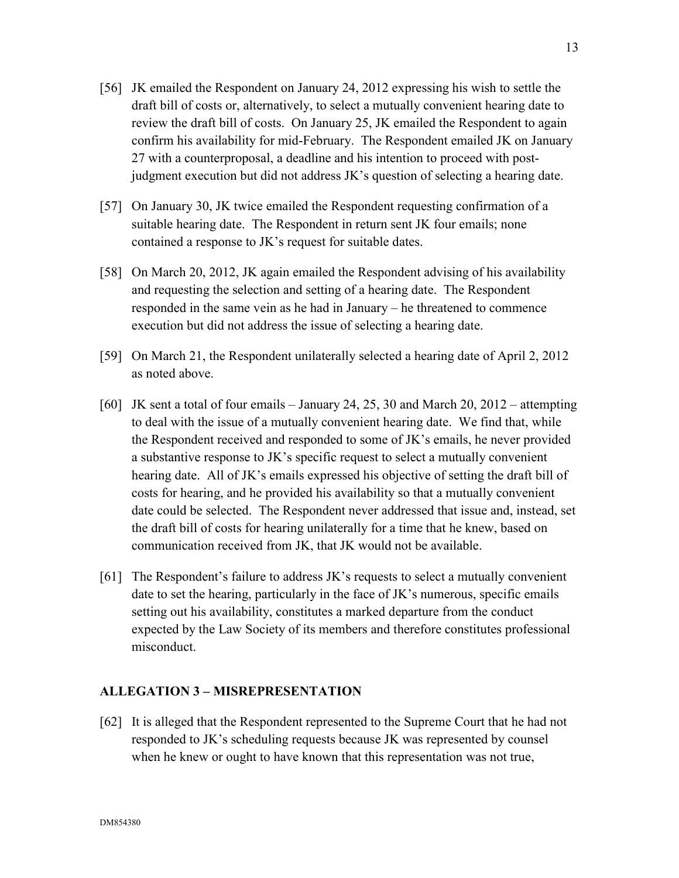[56] JK emailed the Respondent on January 24, 2012 expressing his wish to settle the draft bill of costs or, alternatively, to select a mutually convenient hearing date to review the draft bill of costs. On January 25, JK emailed the Respondent to again confirm his availability for mid-February. The Respondent emailed JK on January 27 with a counterproposal, a deadline and his intention to proceed with post-judgment execution but did not address JK's question of selecting a hearing date.

[57] On January 30, JK twice emailed the Respondent requesting confirmation of a suitable hearing date. The Respondent in return sent JK four emails; none contained a response to JK's request for suitable dates.

[58] On March 20, 2012, JK again emailed the Respondent advising of his availability and requesting the selection and setting of a hearing date. The Respondent responded in the same vein as he had in January – he threatened to commence execution but did not address the issue of selecting a hearing date.

[59] On March 21, the Respondent unilaterally selected a hearing date of April 2, 2012 as noted above.

[60] JK sent a total of four emails – January 24, 25, 30 and March 20, 2012 – attempting to deal with the issue of a mutually convenient hearing date. We find that, while the Respondent received and responded to some of JK's emails, he never provided a substantive response to JK's specific request to select a mutually convenient hearing date. All of JK's emails expressed his objective of setting the draft bill of costs for hearing, and he provided his availability so that a mutually convenient date could be selected. The Respondent never addressed that issue and, instead, set the draft bill of costs for hearing unilaterally for a time that he knew, based on communication received from JK, that JK would not be available.

[61] The Respondent's failure to address JK's requests to select a mutually convenient date to set the hearing, particularly in the face of JK's numerous, specific emails setting out his availability, constitutes a marked departure from the conduct expected by the Law Society of its members and therefore constitutes professional misconduct.

## ALLEGATION 3 – MISREPRESENTATION

[62] It is alleged that the Respondent represented to the Supreme Court that he had not responded to JK's scheduling requests because JK was represented by counsel when he knew or ought to have known that this representation was not true,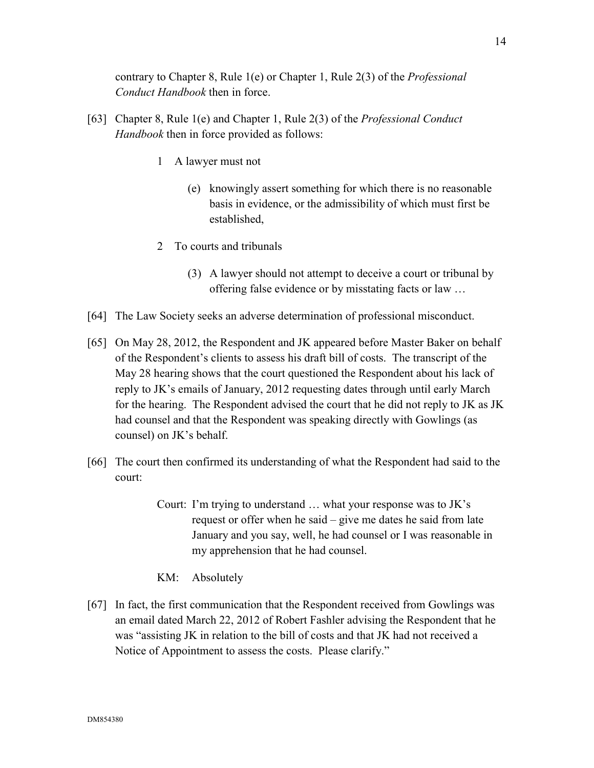contrary to Chapter 8, Rule 1(e) or Chapter 1, Rule 2(3) of the *Professional Conduct Handbook* then in force.

[63] Chapter 8, Rule 1(e) and Chapter 1, Rule 2(3) of the *Professional Conduct Handbook* then in force provided as follows:

> 1 A lawyer must not
>
> > (e) knowingly assert something for which there is no reasonable basis in evidence, or the admissibility of which must first be established,
>
> 2 To courts and tribunals
>
> > (3) A lawyer should not attempt to deceive a court or tribunal by offering false evidence or by misstating facts or law …

[64] The Law Society seeks an adverse determination of professional misconduct.

[65] On May 28, 2012, the Respondent and JK appeared before Master Baker on behalf of the Respondent's clients to assess his draft bill of costs. The transcript of the May 28 hearing shows that the court questioned the Respondent about his lack of reply to JK's emails of January, 2012 requesting dates through until early March for the hearing. The Respondent advised the court that he did not reply to JK as JK had counsel and that the Respondent was speaking directly with Gowlings (as counsel) on JK's behalf.

[66] The court then confirmed its understanding of what the Respondent had said to the court:

> Court: I'm trying to understand … what your response was to JK's request or offer when he said – give me dates he said from late January and you say, well, he had counsel or I was reasonable in my apprehension that he had counsel.
>
> KM: Absolutely

[67] In fact, the first communication that the Respondent received from Gowlings was an email dated March 22, 2012 of Robert Fashler advising the Respondent that he was "assisting JK in relation to the bill of costs and that JK had not received a Notice of Appointment to assess the costs. Please clarify."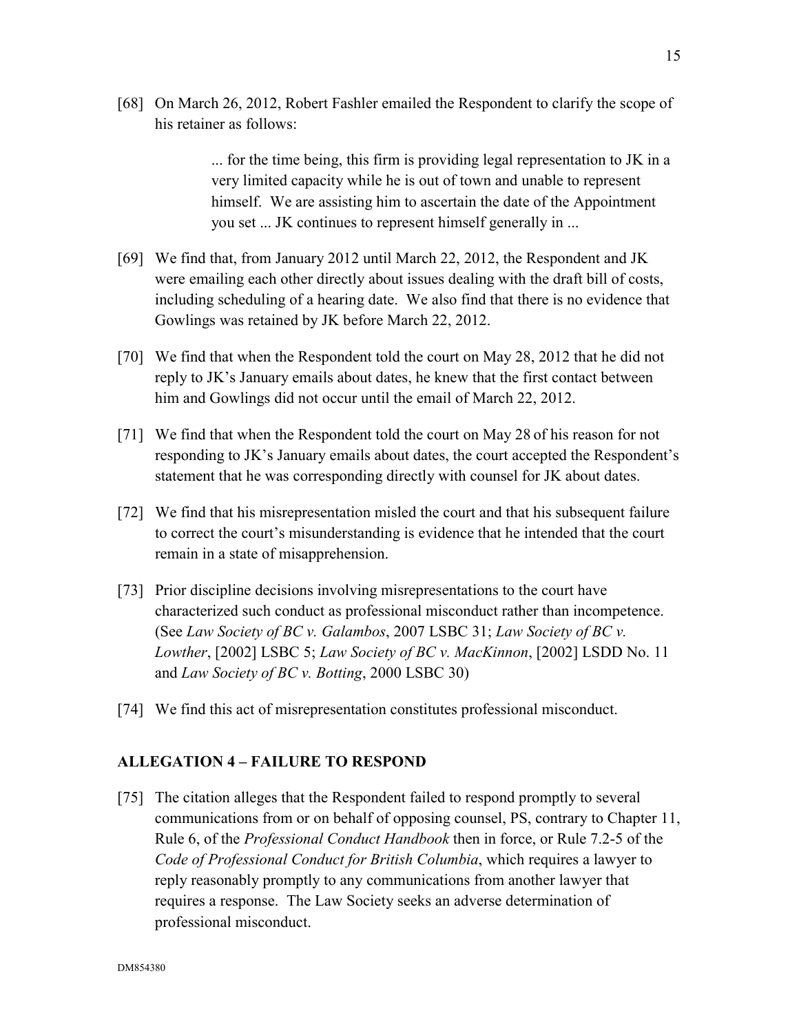[68] On March 26, 2012, Robert Fashler emailed the Respondent to clarify the scope of his retainer as follows:

> ... for the time being, this firm is providing legal representation to JK in a very limited capacity while he is out of town and unable to represent himself. We are assisting him to ascertain the date of the Appointment you set ... JK continues to represent himself generally in ...

[69] We find that, from January 2012 until March 22, 2012, the Respondent and JK were emailing each other directly about issues dealing with the draft bill of costs, including scheduling of a hearing date. We also find that there is no evidence that Gowlings was retained by JK before March 22, 2012.

[70] We find that when the Respondent told the court on May 28, 2012 that he did not reply to JK's January emails about dates, he knew that the first contact between him and Gowlings did not occur until the email of March 22, 2012.

[71] We find that when the Respondent told the court on May 28 of his reason for not responding to JK's January emails about dates, the court accepted the Respondent's statement that he was corresponding directly with counsel for JK about dates.

[72] We find that his misrepresentation misled the court and that his subsequent failure to correct the court's misunderstanding is evidence that he intended that the court remain in a state of misapprehension.

[73] Prior discipline decisions involving misrepresentations to the court have characterized such conduct as professional misconduct rather than incompetence. (See *Law Society of BC v. Galambos*, 2007 LSBC 31; *Law Society of BC v. Lowther*, [2002] LSBC 5; *Law Society of BC v. MacKinnon*, [2002] LSDD No. 11 and *Law Society of BC v. Botting*, 2000 LSBC 30)

[74] We find this act of misrepresentation constitutes professional misconduct.

## ALLEGATION 4 – FAILURE TO RESPOND

[75] The citation alleges that the Respondent failed to respond promptly to several communications from or on behalf of opposing counsel, PS, contrary to Chapter 11, Rule 6, of the *Professional Conduct Handbook* then in force, or Rule 7.2-5 of the *Code of Professional Conduct for British Columbia*, which requires a lawyer to reply reasonably promptly to any communications from another lawyer that requires a response. The Law Society seeks an adverse determination of professional misconduct.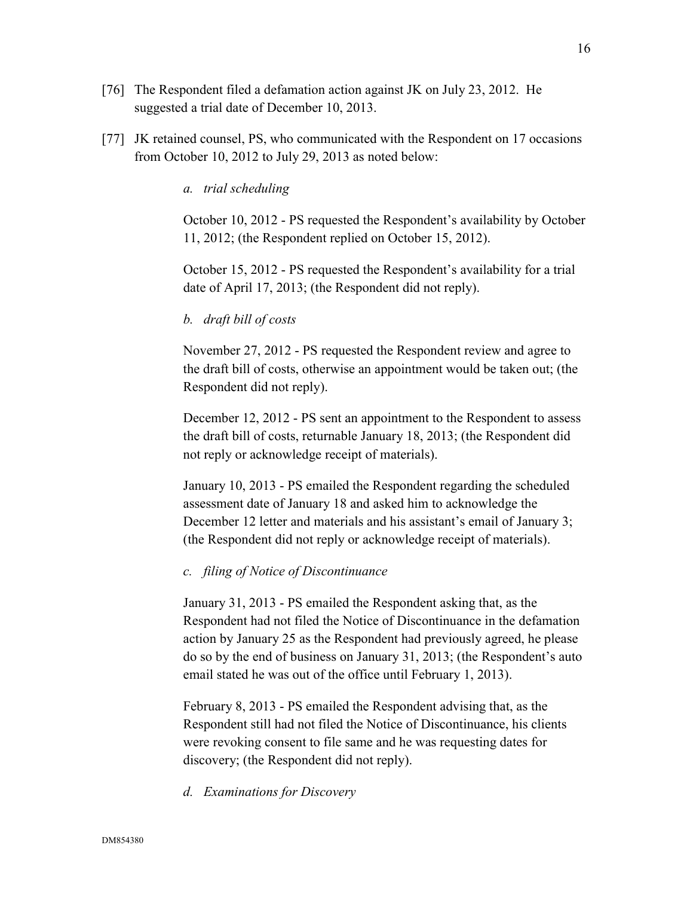[76] The Respondent filed a defamation action against JK on July 23, 2012. He suggested a trial date of December 10, 2013.

[77] JK retained counsel, PS, who communicated with the Respondent on 17 occasions from October 10, 2012 to July 29, 2013 as noted below:

*a. trial scheduling*

October 10, 2012 - PS requested the Respondent's availability by October 11, 2012; (the Respondent replied on October 15, 2012).

October 15, 2012 - PS requested the Respondent's availability for a trial date of April 17, 2013; (the Respondent did not reply).

*b. draft bill of costs*

November 27, 2012 - PS requested the Respondent review and agree to the draft bill of costs, otherwise an appointment would be taken out; (the Respondent did not reply).

December 12, 2012 - PS sent an appointment to the Respondent to assess the draft bill of costs, returnable January 18, 2013; (the Respondent did not reply or acknowledge receipt of materials).

January 10, 2013 - PS emailed the Respondent regarding the scheduled assessment date of January 18 and asked him to acknowledge the December 12 letter and materials and his assistant's email of January 3; (the Respondent did not reply or acknowledge receipt of materials).

*c. filing of Notice of Discontinuance*

January 31, 2013 - PS emailed the Respondent asking that, as the Respondent had not filed the Notice of Discontinuance in the defamation action by January 25 as the Respondent had previously agreed, he please do so by the end of business on January 31, 2013; (the Respondent's auto email stated he was out of the office until February 1, 2013).

February 8, 2013 - PS emailed the Respondent advising that, as the Respondent still had not filed the Notice of Discontinuance, his clients were revoking consent to file same and he was requesting dates for discovery; (the Respondent did not reply).

*d. Examinations for Discovery*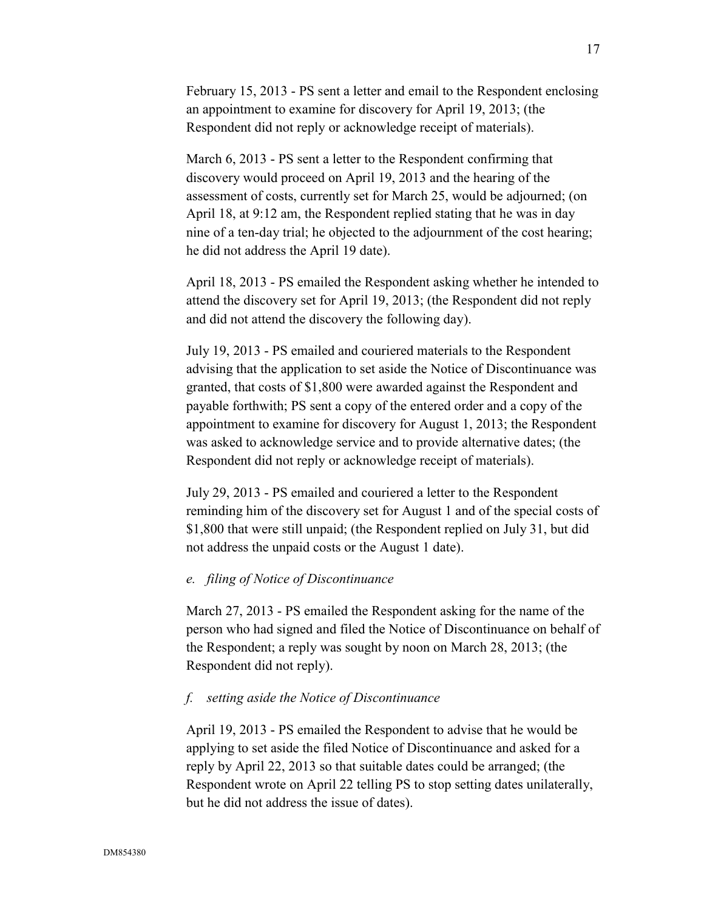February 15, 2013 - PS sent a letter and email to the Respondent enclosing an appointment to examine for discovery for April 19, 2013; (the Respondent did not reply or acknowledge receipt of materials).

March 6, 2013 - PS sent a letter to the Respondent confirming that discovery would proceed on April 19, 2013 and the hearing of the assessment of costs, currently set for March 25, would be adjourned; (on April 18, at 9:12 am, the Respondent replied stating that he was in day nine of a ten-day trial; he objected to the adjournment of the cost hearing; he did not address the April 19 date).

April 18, 2013 - PS emailed the Respondent asking whether he intended to attend the discovery set for April 19, 2013; (the Respondent did not reply and did not attend the discovery the following day).

July 19, 2013 - PS emailed and couriered materials to the Respondent advising that the application to set aside the Notice of Discontinuance was granted, that costs of $1,800 were awarded against the Respondent and payable forthwith; PS sent a copy of the entered order and a copy of the appointment to examine for discovery for August 1, 2013; the Respondent was asked to acknowledge service and to provide alternative dates; (the Respondent did not reply or acknowledge receipt of materials).

July 29, 2013 - PS emailed and couriered a letter to the Respondent reminding him of the discovery set for August 1 and of the special costs of $1,800 that were still unpaid; (the Respondent replied on July 31, but did not address the unpaid costs or the August 1 date).

*e. filing of Notice of Discontinuance*

March 27, 2013 - PS emailed the Respondent asking for the name of the person who had signed and filed the Notice of Discontinuance on behalf of the Respondent; a reply was sought by noon on March 28, 2013; (the Respondent did not reply).

*f. setting aside the Notice of Discontinuance*

April 19, 2013 - PS emailed the Respondent to advise that he would be applying to set aside the filed Notice of Discontinuance and asked for a reply by April 22, 2013 so that suitable dates could be arranged; (the Respondent wrote on April 22 telling PS to stop setting dates unilaterally, but he did not address the issue of dates).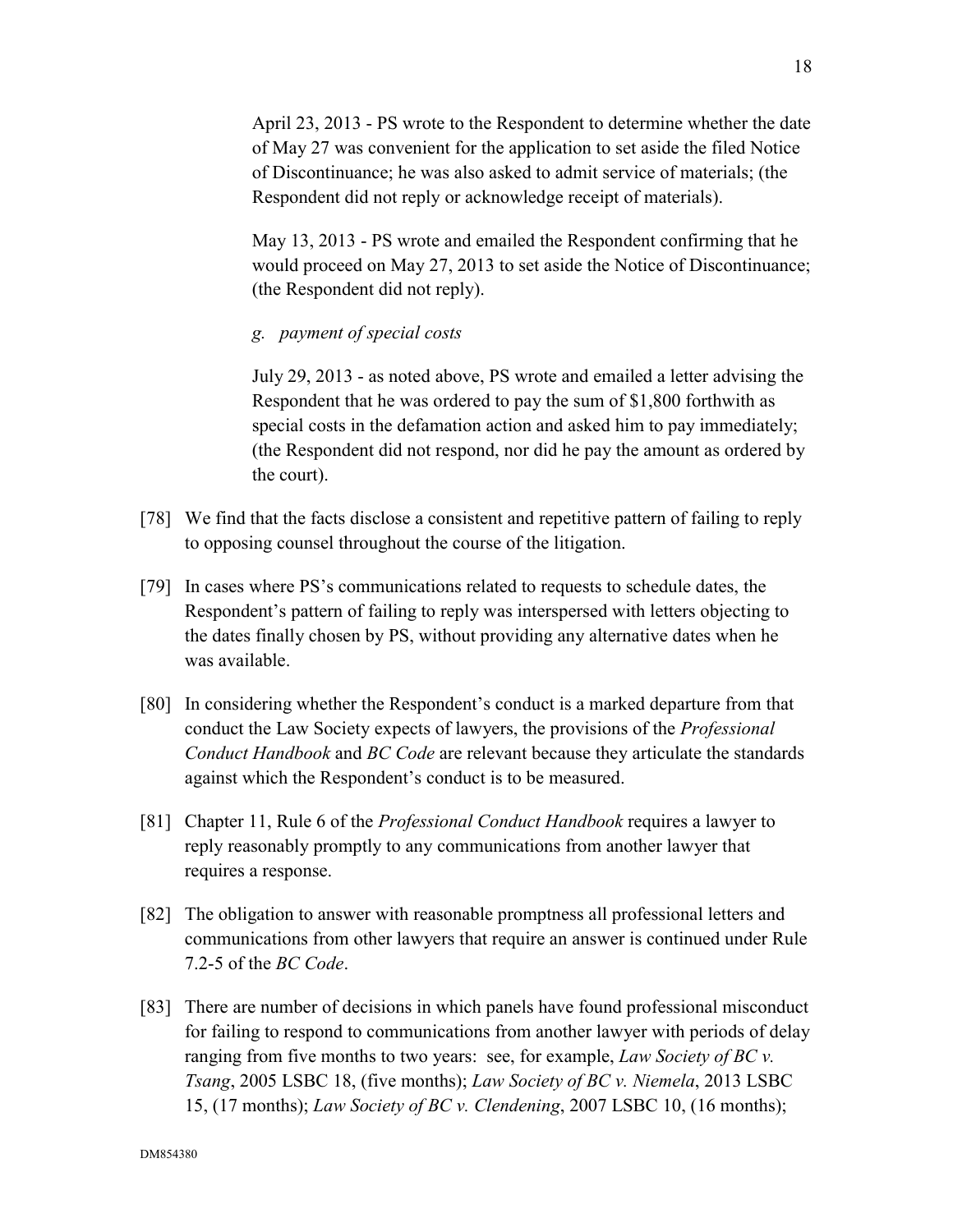April 23, 2013 - PS wrote to the Respondent to determine whether the date of May 27 was convenient for the application to set aside the filed Notice of Discontinuance; he was also asked to admit service of materials; (the Respondent did not reply or acknowledge receipt of materials).

May 13, 2013 - PS wrote and emailed the Respondent confirming that he would proceed on May 27, 2013 to set aside the Notice of Discontinuance; (the Respondent did not reply).

*g. payment of special costs*

July 29, 2013 - as noted above, PS wrote and emailed a letter advising the Respondent that he was ordered to pay the sum of $1,800 forthwith as special costs in the defamation action and asked him to pay immediately; (the Respondent did not respond, nor did he pay the amount as ordered by the court).

[78] We find that the facts disclose a consistent and repetitive pattern of failing to reply to opposing counsel throughout the course of the litigation.

[79] In cases where PS's communications related to requests to schedule dates, the Respondent's pattern of failing to reply was interspersed with letters objecting to the dates finally chosen by PS, without providing any alternative dates when he was available.

[80] In considering whether the Respondent's conduct is a marked departure from that conduct the Law Society expects of lawyers, the provisions of the *Professional Conduct Handbook* and *BC Code* are relevant because they articulate the standards against which the Respondent's conduct is to be measured.

[81] Chapter 11, Rule 6 of the *Professional Conduct Handbook* requires a lawyer to reply reasonably promptly to any communications from another lawyer that requires a response.

[82] The obligation to answer with reasonable promptness all professional letters and communications from other lawyers that require an answer is continued under Rule 7.2-5 of the *BC Code*.

[83] There are number of decisions in which panels have found professional misconduct for failing to respond to communications from another lawyer with periods of delay ranging from five months to two years: see, for example, *Law Society of BC v. Tsang*, 2005 LSBC 18, (five months); *Law Society of BC v. Niemela*, 2013 LSBC 15, (17 months); *Law Society of BC v. Clendening*, 2007 LSBC 10, (16 months);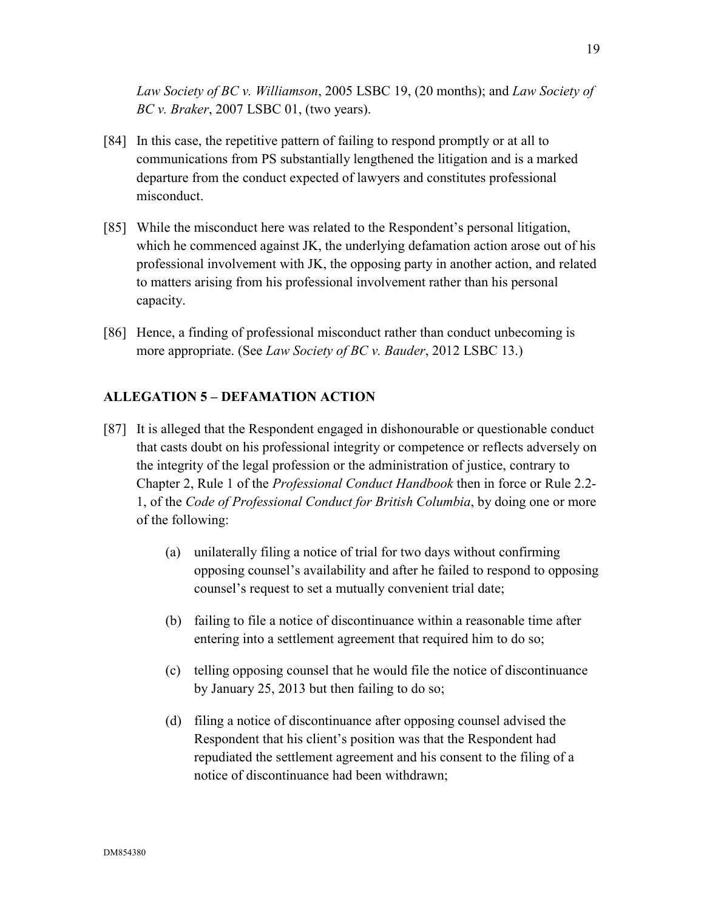*Law Society of BC v. Williamson*, 2005 LSBC 19, (20 months); and *Law Society of BC v. Braker*, 2007 LSBC 01, (two years).

[84] In this case, the repetitive pattern of failing to respond promptly or at all to communications from PS substantially lengthened the litigation and is a marked departure from the conduct expected of lawyers and constitutes professional misconduct.

[85] While the misconduct here was related to the Respondent's personal litigation, which he commenced against JK, the underlying defamation action arose out of his professional involvement with JK, the opposing party in another action, and related to matters arising from his professional involvement rather than his personal capacity.

[86] Hence, a finding of professional misconduct rather than conduct unbecoming is more appropriate. (See *Law Society of BC v. Bauder*, 2012 LSBC 13.)

## ALLEGATION 5 – DEFAMATION ACTION

[87] It is alleged that the Respondent engaged in dishonourable or questionable conduct that casts doubt on his professional integrity or competence or reflects adversely on the integrity of the legal profession or the administration of justice, contrary to Chapter 2, Rule 1 of the *Professional Conduct Handbook* then in force or Rule 2.2-1, of the *Code of Professional Conduct for British Columbia*, by doing one or more of the following:

(a) unilaterally filing a notice of trial for two days without confirming opposing counsel's availability and after he failed to respond to opposing counsel's request to set a mutually convenient trial date;

(b) failing to file a notice of discontinuance within a reasonable time after entering into a settlement agreement that required him to do so;

(c) telling opposing counsel that he would file the notice of discontinuance by January 25, 2013 but then failing to do so;

(d) filing a notice of discontinuance after opposing counsel advised the Respondent that his client's position was that the Respondent had repudiated the settlement agreement and his consent to the filing of a notice of discontinuance had been withdrawn;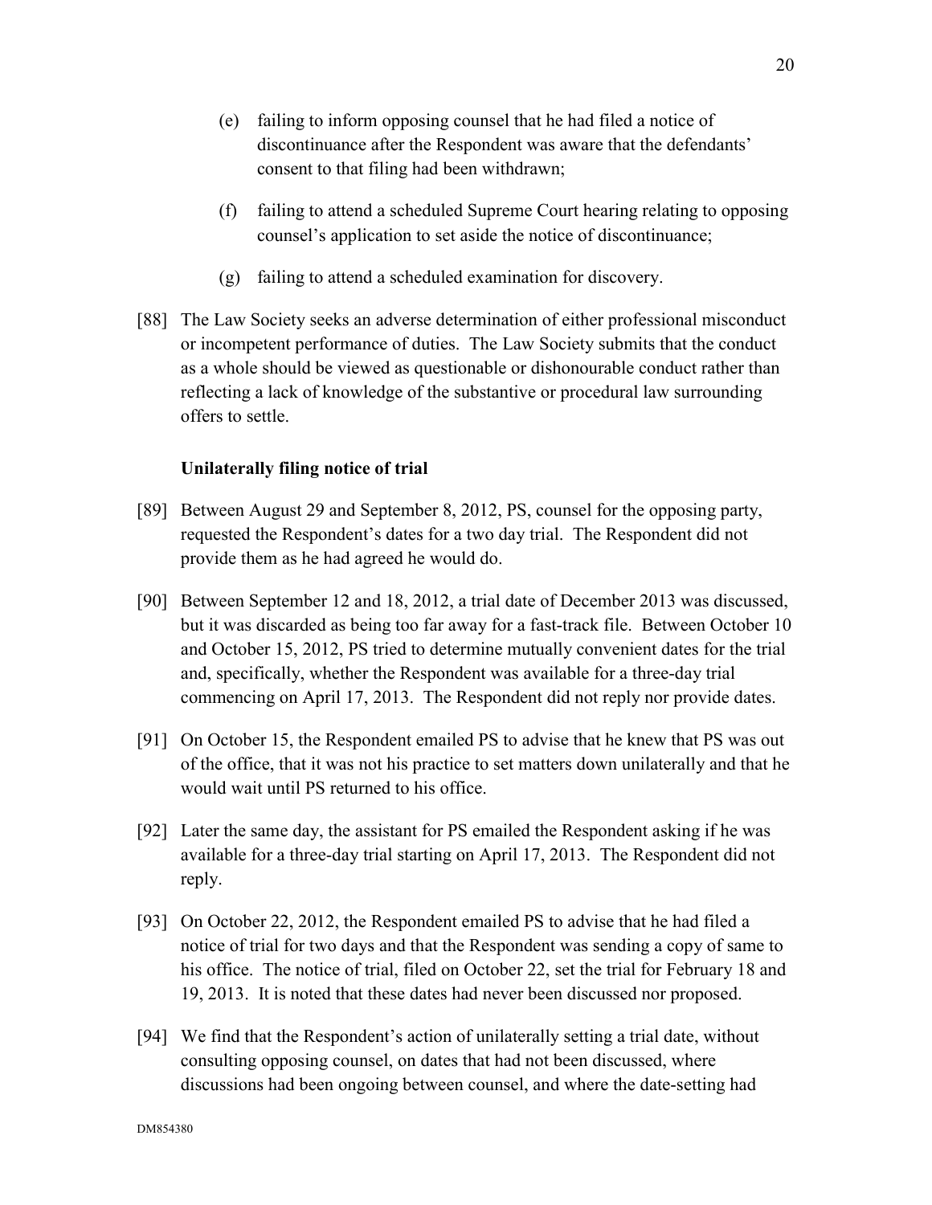(e) failing to inform opposing counsel that he had filed a notice of discontinuance after the Respondent was aware that the defendants' consent to that filing had been withdrawn;

(f) failing to attend a scheduled Supreme Court hearing relating to opposing counsel's application to set aside the notice of discontinuance;

(g) failing to attend a scheduled examination for discovery.

[88] The Law Society seeks an adverse determination of either professional misconduct or incompetent performance of duties. The Law Society submits that the conduct as a whole should be viewed as questionable or dishonourable conduct rather than reflecting a lack of knowledge of the substantive or procedural law surrounding offers to settle.

**Unilaterally filing notice of trial**

[89] Between August 29 and September 8, 2012, PS, counsel for the opposing party, requested the Respondent's dates for a two day trial. The Respondent did not provide them as he had agreed he would do.

[90] Between September 12 and 18, 2012, a trial date of December 2013 was discussed, but it was discarded as being too far away for a fast-track file. Between October 10 and October 15, 2012, PS tried to determine mutually convenient dates for the trial and, specifically, whether the Respondent was available for a three-day trial commencing on April 17, 2013. The Respondent did not reply nor provide dates.

[91] On October 15, the Respondent emailed PS to advise that he knew that PS was out of the office, that it was not his practice to set matters down unilaterally and that he would wait until PS returned to his office.

[92] Later the same day, the assistant for PS emailed the Respondent asking if he was available for a three-day trial starting on April 17, 2013. The Respondent did not reply.

[93] On October 22, 2012, the Respondent emailed PS to advise that he had filed a notice of trial for two days and that the Respondent was sending a copy of same to his office. The notice of trial, filed on October 22, set the trial for February 18 and 19, 2013. It is noted that these dates had never been discussed nor proposed.

[94] We find that the Respondent's action of unilaterally setting a trial date, without consulting opposing counsel, on dates that had not been discussed, where discussions had been ongoing between counsel, and where the date-setting had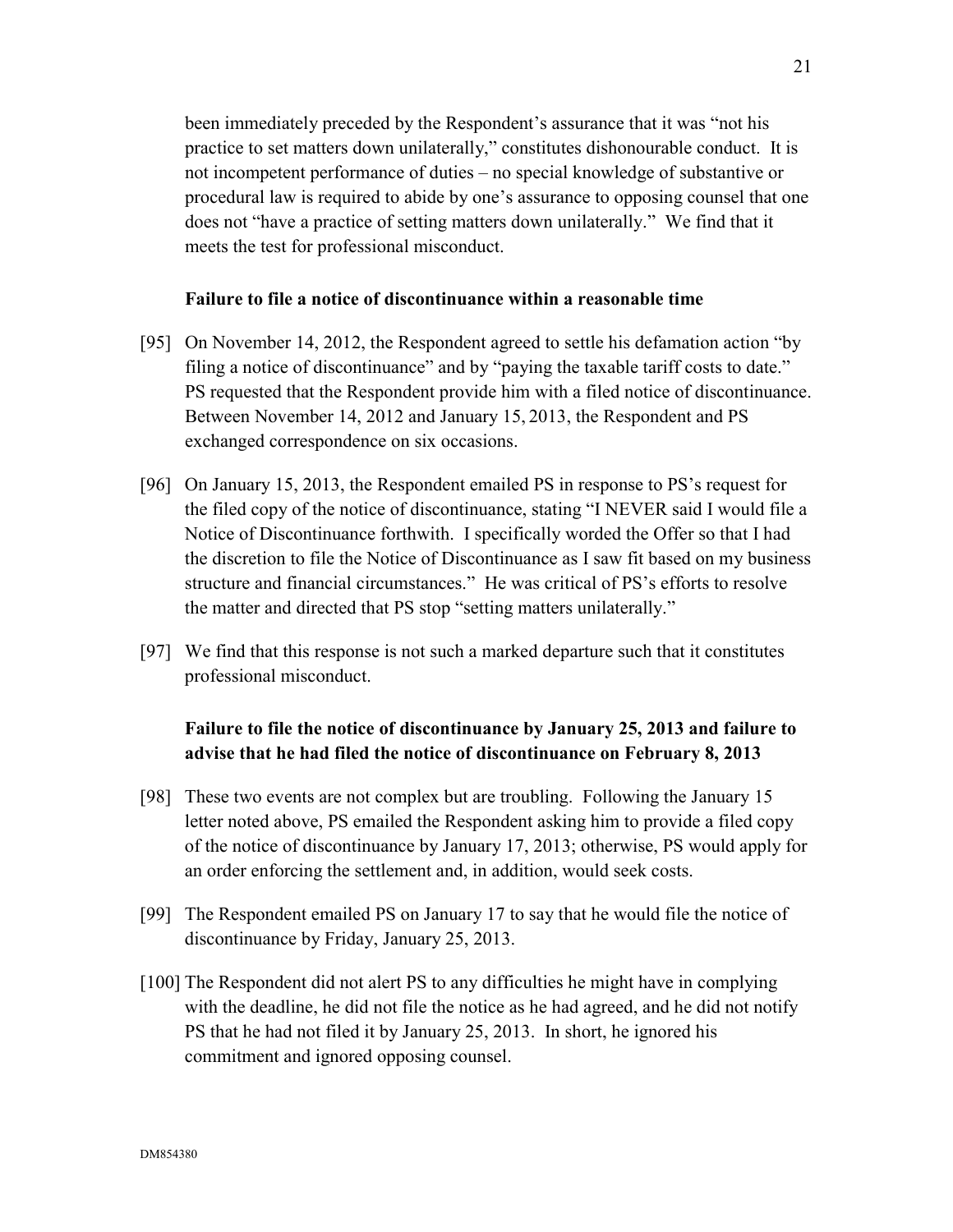been immediately preceded by the Respondent's assurance that it was "not his practice to set matters down unilaterally," constitutes dishonourable conduct. It is not incompetent performance of duties – no special knowledge of substantive or procedural law is required to abide by one's assurance to opposing counsel that one does not "have a practice of setting matters down unilaterally." We find that it meets the test for professional misconduct.

**Failure to file a notice of discontinuance within a reasonable time**

[95] On November 14, 2012, the Respondent agreed to settle his defamation action "by filing a notice of discontinuance" and by "paying the taxable tariff costs to date." PS requested that the Respondent provide him with a filed notice of discontinuance. Between November 14, 2012 and January 15, 2013, the Respondent and PS exchanged correspondence on six occasions.

[96] On January 15, 2013, the Respondent emailed PS in response to PS's request for the filed copy of the notice of discontinuance, stating "I NEVER said I would file a Notice of Discontinuance forthwith. I specifically worded the Offer so that I had the discretion to file the Notice of Discontinuance as I saw fit based on my business structure and financial circumstances." He was critical of PS's efforts to resolve the matter and directed that PS stop "setting matters unilaterally."

[97] We find that this response is not such a marked departure such that it constitutes professional misconduct.

**Failure to file the notice of discontinuance by January 25, 2013 and failure to advise that he had filed the notice of discontinuance on February 8, 2013**

[98] These two events are not complex but are troubling. Following the January 15 letter noted above, PS emailed the Respondent asking him to provide a filed copy of the notice of discontinuance by January 17, 2013; otherwise, PS would apply for an order enforcing the settlement and, in addition, would seek costs.

[99] The Respondent emailed PS on January 17 to say that he would file the notice of discontinuance by Friday, January 25, 2013.

[100] The Respondent did not alert PS to any difficulties he might have in complying with the deadline, he did not file the notice as he had agreed, and he did not notify PS that he had not filed it by January 25, 2013. In short, he ignored his commitment and ignored opposing counsel.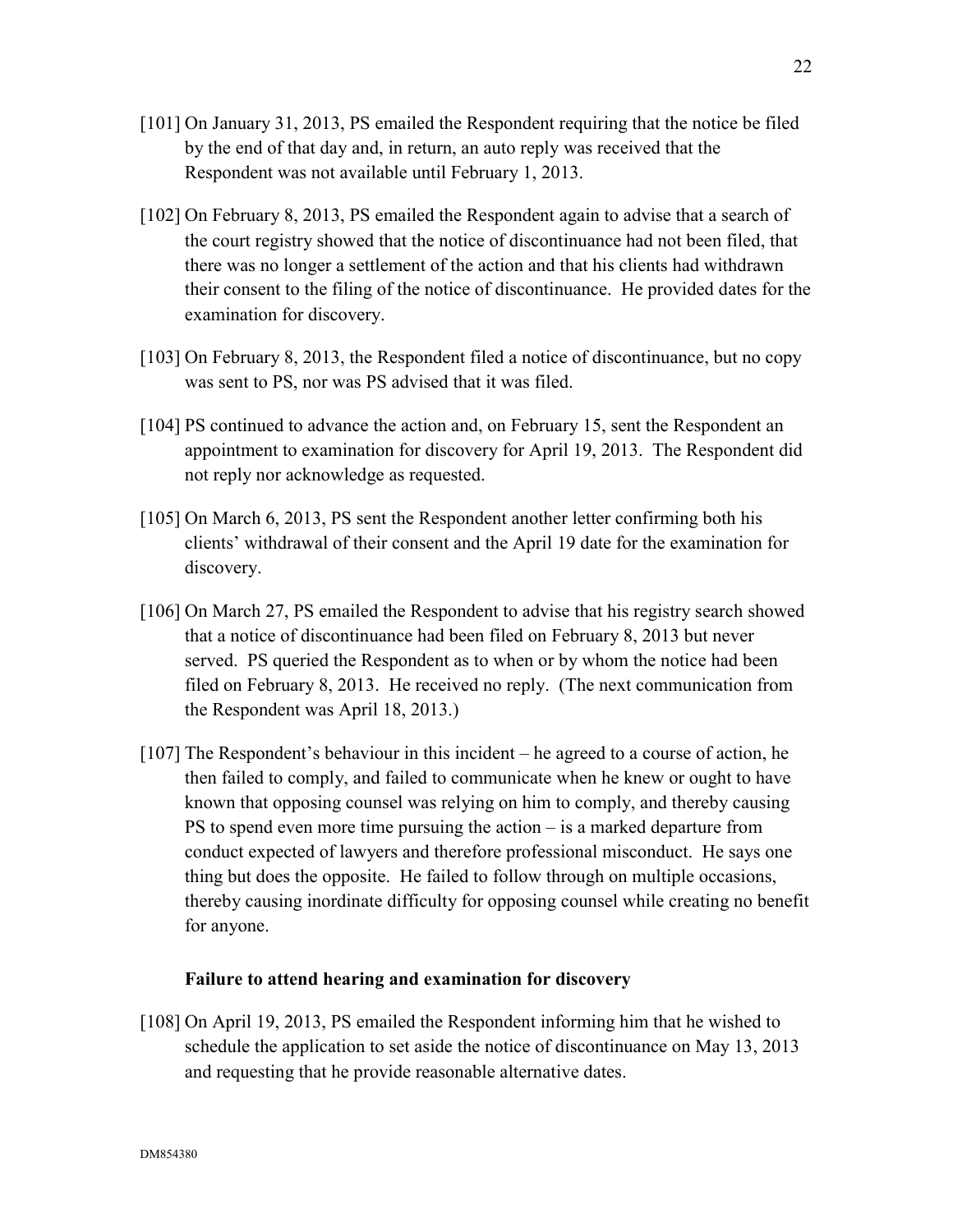[101] On January 31, 2013, PS emailed the Respondent requiring that the notice be filed by the end of that day and, in return, an auto reply was received that the Respondent was not available until February 1, 2013.

[102] On February 8, 2013, PS emailed the Respondent again to advise that a search of the court registry showed that the notice of discontinuance had not been filed, that there was no longer a settlement of the action and that his clients had withdrawn their consent to the filing of the notice of discontinuance. He provided dates for the examination for discovery.

[103] On February 8, 2013, the Respondent filed a notice of discontinuance, but no copy was sent to PS, nor was PS advised that it was filed.

[104] PS continued to advance the action and, on February 15, sent the Respondent an appointment to examination for discovery for April 19, 2013. The Respondent did not reply nor acknowledge as requested.

[105] On March 6, 2013, PS sent the Respondent another letter confirming both his clients' withdrawal of their consent and the April 19 date for the examination for discovery.

[106] On March 27, PS emailed the Respondent to advise that his registry search showed that a notice of discontinuance had been filed on February 8, 2013 but never served. PS queried the Respondent as to when or by whom the notice had been filed on February 8, 2013. He received no reply. (The next communication from the Respondent was April 18, 2013.)

[107] The Respondent's behaviour in this incident – he agreed to a course of action, he then failed to comply, and failed to communicate when he knew or ought to have known that opposing counsel was relying on him to comply, and thereby causing PS to spend even more time pursuing the action – is a marked departure from conduct expected of lawyers and therefore professional misconduct. He says one thing but does the opposite. He failed to follow through on multiple occasions, thereby causing inordinate difficulty for opposing counsel while creating no benefit for anyone.

**Failure to attend hearing and examination for discovery**

[108] On April 19, 2013, PS emailed the Respondent informing him that he wished to schedule the application to set aside the notice of discontinuance on May 13, 2013 and requesting that he provide reasonable alternative dates.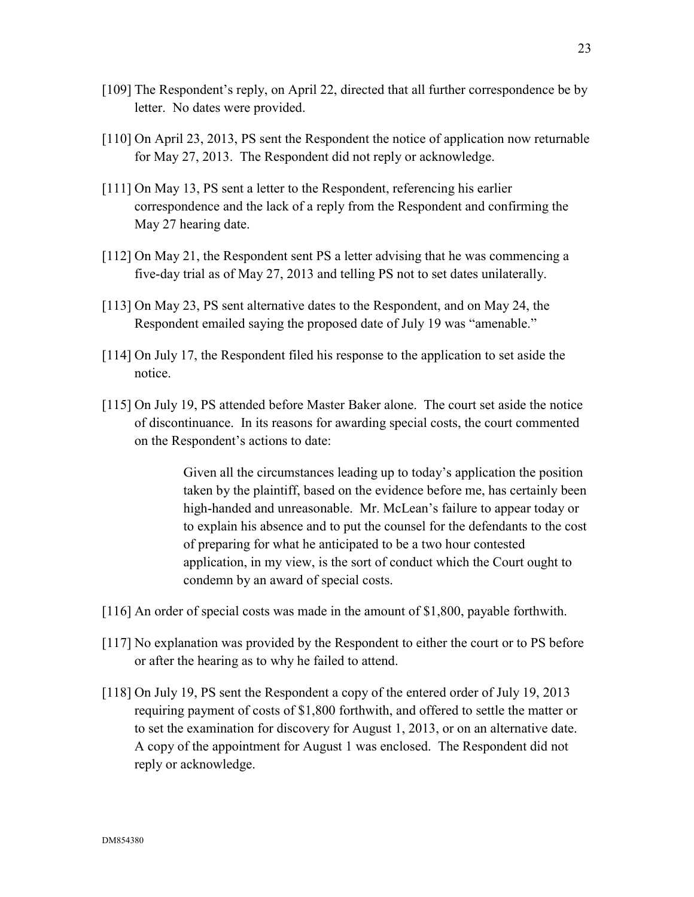[109] The Respondent's reply, on April 22, directed that all further correspondence be by letter. No dates were provided.

[110] On April 23, 2013, PS sent the Respondent the notice of application now returnable for May 27, 2013. The Respondent did not reply or acknowledge.

[111] On May 13, PS sent a letter to the Respondent, referencing his earlier correspondence and the lack of a reply from the Respondent and confirming the May 27 hearing date.

[112] On May 21, the Respondent sent PS a letter advising that he was commencing a five-day trial as of May 27, 2013 and telling PS not to set dates unilaterally.

[113] On May 23, PS sent alternative dates to the Respondent, and on May 24, the Respondent emailed saying the proposed date of July 19 was "amenable."

[114] On July 17, the Respondent filed his response to the application to set aside the notice.

[115] On July 19, PS attended before Master Baker alone. The court set aside the notice of discontinuance. In its reasons for awarding special costs, the court commented on the Respondent's actions to date:

> Given all the circumstances leading up to today's application the position taken by the plaintiff, based on the evidence before me, has certainly been high-handed and unreasonable. Mr. McLean's failure to appear today or to explain his absence and to put the counsel for the defendants to the cost of preparing for what he anticipated to be a two hour contested application, in my view, is the sort of conduct which the Court ought to condemn by an award of special costs.

[116] An order of special costs was made in the amount of $1,800, payable forthwith.

[117] No explanation was provided by the Respondent to either the court or to PS before or after the hearing as to why he failed to attend.

[118] On July 19, PS sent the Respondent a copy of the entered order of July 19, 2013 requiring payment of costs of $1,800 forthwith, and offered to settle the matter or to set the examination for discovery for August 1, 2013, or on an alternative date. A copy of the appointment for August 1 was enclosed. The Respondent did not reply or acknowledge.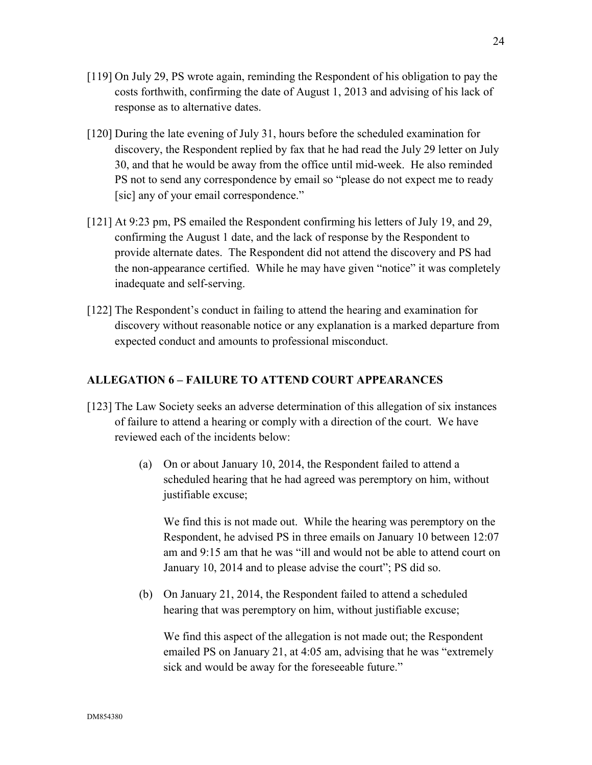[119] On July 29, PS wrote again, reminding the Respondent of his obligation to pay the costs forthwith, confirming the date of August 1, 2013 and advising of his lack of response as to alternative dates.

[120] During the late evening of July 31, hours before the scheduled examination for discovery, the Respondent replied by fax that he had read the July 29 letter on July 30, and that he would be away from the office until mid-week. He also reminded PS not to send any correspondence by email so "please do not expect me to ready [sic] any of your email correspondence."

[121] At 9:23 pm, PS emailed the Respondent confirming his letters of July 19, and 29, confirming the August 1 date, and the lack of response by the Respondent to provide alternate dates. The Respondent did not attend the discovery and PS had the non-appearance certified. While he may have given "notice" it was completely inadequate and self-serving.

[122] The Respondent's conduct in failing to attend the hearing and examination for discovery without reasonable notice or any explanation is a marked departure from expected conduct and amounts to professional misconduct.

## ALLEGATION 6 – FAILURE TO ATTEND COURT APPEARANCES

[123] The Law Society seeks an adverse determination of this allegation of six instances of failure to attend a hearing or comply with a direction of the court. We have reviewed each of the incidents below:

(a) On or about January 10, 2014, the Respondent failed to attend a scheduled hearing that he had agreed was peremptory on him, without justifiable excuse;

We find this is not made out. While the hearing was peremptory on the Respondent, he advised PS in three emails on January 10 between 12:07 am and 9:15 am that he was "ill and would not be able to attend court on January 10, 2014 and to please advise the court"; PS did so.

(b) On January 21, 2014, the Respondent failed to attend a scheduled hearing that was peremptory on him, without justifiable excuse;

We find this aspect of the allegation is not made out; the Respondent emailed PS on January 21, at 4:05 am, advising that he was "extremely sick and would be away for the foreseeable future."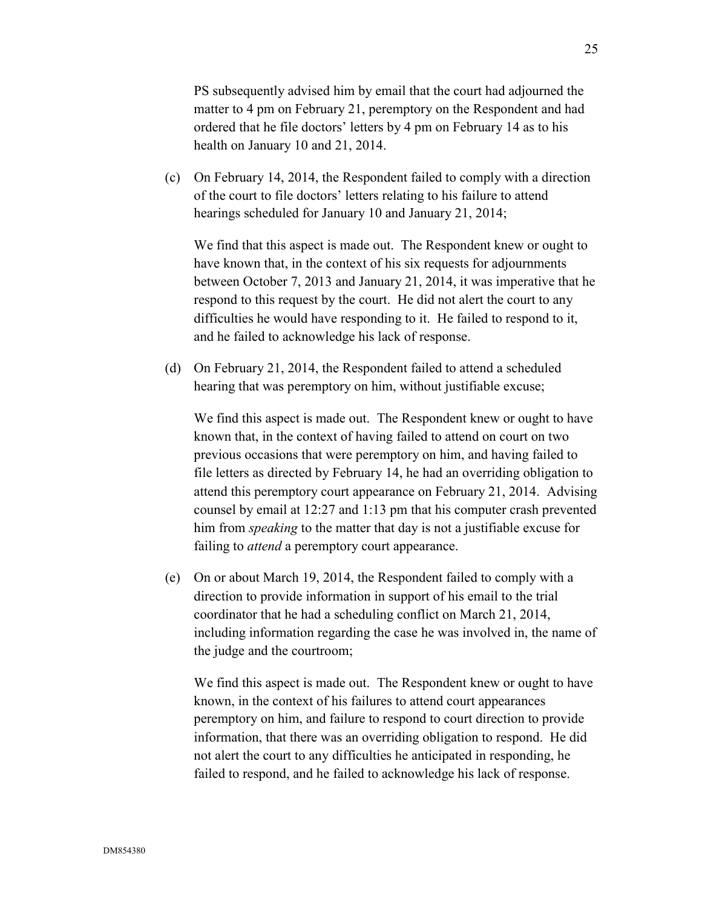PS subsequently advised him by email that the court had adjourned the matter to 4 pm on February 21, peremptory on the Respondent and had ordered that he file doctors' letters by 4 pm on February 14 as to his health on January 10 and 21, 2014.

(c) On February 14, 2014, the Respondent failed to comply with a direction of the court to file doctors' letters relating to his failure to attend hearings scheduled for January 10 and January 21, 2014;

We find that this aspect is made out. The Respondent knew or ought to have known that, in the context of his six requests for adjournments between October 7, 2013 and January 21, 2014, it was imperative that he respond to this request by the court. He did not alert the court to any difficulties he would have responding to it. He failed to respond to it, and he failed to acknowledge his lack of response.

(d) On February 21, 2014, the Respondent failed to attend a scheduled hearing that was peremptory on him, without justifiable excuse;

We find this aspect is made out. The Respondent knew or ought to have known that, in the context of having failed to attend on court on two previous occasions that were peremptory on him, and having failed to file letters as directed by February 14, he had an overriding obligation to attend this peremptory court appearance on February 21, 2014. Advising counsel by email at 12:27 and 1:13 pm that his computer crash prevented him from *speaking* to the matter that day is not a justifiable excuse for failing to *attend* a peremptory court appearance.

(e) On or about March 19, 2014, the Respondent failed to comply with a direction to provide information in support of his email to the trial coordinator that he had a scheduling conflict on March 21, 2014, including information regarding the case he was involved in, the name of the judge and the courtroom;

We find this aspect is made out. The Respondent knew or ought to have known, in the context of his failures to attend court appearances peremptory on him, and failure to respond to court direction to provide information, that there was an overriding obligation to respond. He did not alert the court to any difficulties he anticipated in responding, he failed to respond, and he failed to acknowledge his lack of response.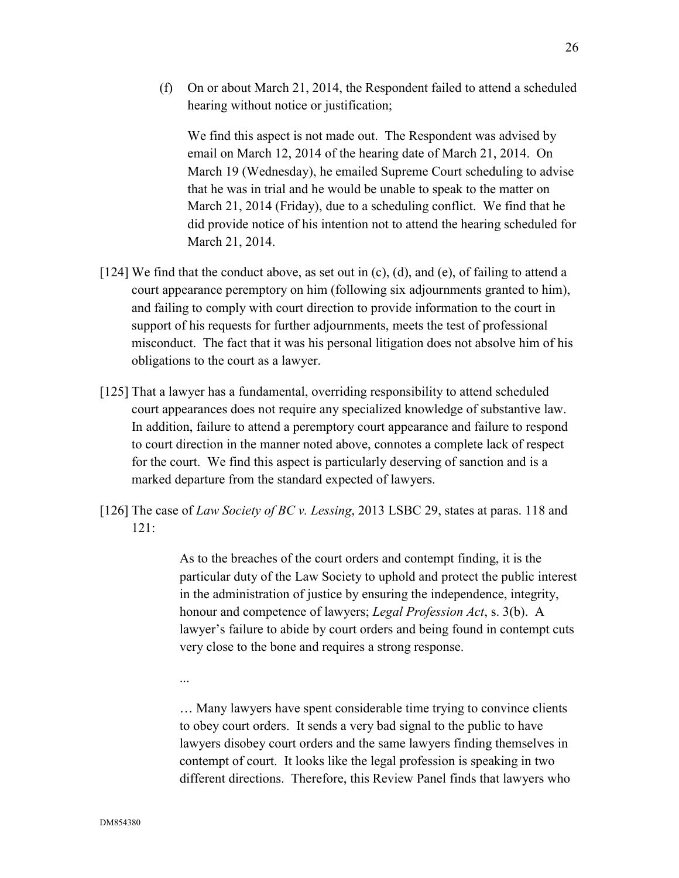(f) On or about March 21, 2014, the Respondent failed to attend a scheduled hearing without notice or justification;

We find this aspect is not made out. The Respondent was advised by email on March 12, 2014 of the hearing date of March 21, 2014. On March 19 (Wednesday), he emailed Supreme Court scheduling to advise that he was in trial and he would be unable to speak to the matter on March 21, 2014 (Friday), due to a scheduling conflict. We find that he did provide notice of his intention not to attend the hearing scheduled for March 21, 2014.

[124] We find that the conduct above, as set out in (c), (d), and (e), of failing to attend a court appearance peremptory on him (following six adjournments granted to him), and failing to comply with court direction to provide information to the court in support of his requests for further adjournments, meets the test of professional misconduct. The fact that it was his personal litigation does not absolve him of his obligations to the court as a lawyer.

[125] That a lawyer has a fundamental, overriding responsibility to attend scheduled court appearances does not require any specialized knowledge of substantive law. In addition, failure to attend a peremptory court appearance and failure to respond to court direction in the manner noted above, connotes a complete lack of respect for the court. We find this aspect is particularly deserving of sanction and is a marked departure from the standard expected of lawyers.

[126] The case of *Law Society of BC v. Lessing*, 2013 LSBC 29, states at paras. 118 and 121:

> As to the breaches of the court orders and contempt finding, it is the particular duty of the Law Society to uphold and protect the public interest in the administration of justice by ensuring the independence, integrity, honour and competence of lawyers; *Legal Profession Act*, s. 3(b). A lawyer's failure to abide by court orders and being found in contempt cuts very close to the bone and requires a strong response.
>
> ...
>
> … Many lawyers have spent considerable time trying to convince clients to obey court orders. It sends a very bad signal to the public to have lawyers disobey court orders and the same lawyers finding themselves in contempt of court. It looks like the legal profession is speaking in two different directions. Therefore, this Review Panel finds that lawyers who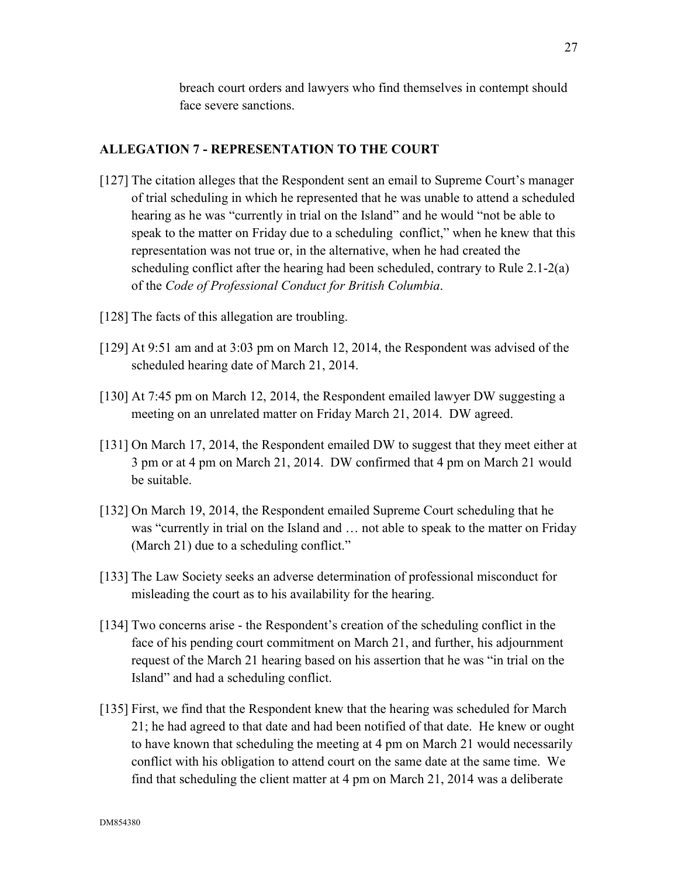breach court orders and lawyers who find themselves in contempt should face severe sanctions.

## ALLEGATION 7 - REPRESENTATION TO THE COURT

[127] The citation alleges that the Respondent sent an email to Supreme Court's manager of trial scheduling in which he represented that he was unable to attend a scheduled hearing as he was "currently in trial on the Island" and he would "not be able to speak to the matter on Friday due to a scheduling conflict," when he knew that this representation was not true or, in the alternative, when he had created the scheduling conflict after the hearing had been scheduled, contrary to Rule 2.1-2(a) of the *Code of Professional Conduct for British Columbia*.

[128] The facts of this allegation are troubling.

[129] At 9:51 am and at 3:03 pm on March 12, 2014, the Respondent was advised of the scheduled hearing date of March 21, 2014.

[130] At 7:45 pm on March 12, 2014, the Respondent emailed lawyer DW suggesting a meeting on an unrelated matter on Friday March 21, 2014. DW agreed.

[131] On March 17, 2014, the Respondent emailed DW to suggest that they meet either at 3 pm or at 4 pm on March 21, 2014. DW confirmed that 4 pm on March 21 would be suitable.

[132] On March 19, 2014, the Respondent emailed Supreme Court scheduling that he was "currently in trial on the Island and … not able to speak to the matter on Friday (March 21) due to a scheduling conflict."

[133] The Law Society seeks an adverse determination of professional misconduct for misleading the court as to his availability for the hearing.

[134] Two concerns arise - the Respondent's creation of the scheduling conflict in the face of his pending court commitment on March 21, and further, his adjournment request of the March 21 hearing based on his assertion that he was "in trial on the Island" and had a scheduling conflict.

[135] First, we find that the Respondent knew that the hearing was scheduled for March 21; he had agreed to that date and had been notified of that date. He knew or ought to have known that scheduling the meeting at 4 pm on March 21 would necessarily conflict with his obligation to attend court on the same date at the same time. We find that scheduling the client matter at 4 pm on March 21, 2014 was a deliberate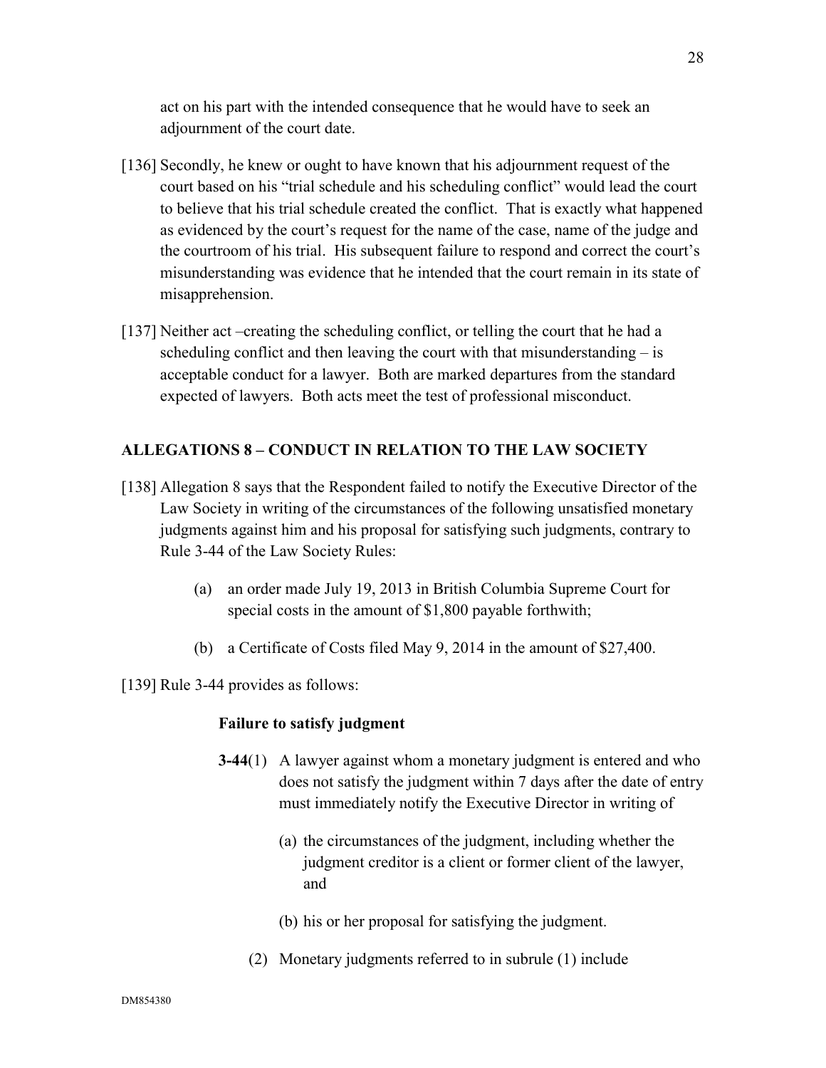act on his part with the intended consequence that he would have to seek an adjournment of the court date.

[136] Secondly, he knew or ought to have known that his adjournment request of the court based on his "trial schedule and his scheduling conflict" would lead the court to believe that his trial schedule created the conflict. That is exactly what happened as evidenced by the court's request for the name of the case, name of the judge and the courtroom of his trial. His subsequent failure to respond and correct the court's misunderstanding was evidence that he intended that the court remain in its state of misapprehension.

[137] Neither act –creating the scheduling conflict, or telling the court that he had a scheduling conflict and then leaving the court with that misunderstanding – is acceptable conduct for a lawyer. Both are marked departures from the standard expected of lawyers. Both acts meet the test of professional misconduct.

## ALLEGATIONS 8 – CONDUCT IN RELATION TO THE LAW SOCIETY

[138] Allegation 8 says that the Respondent failed to notify the Executive Director of the Law Society in writing of the circumstances of the following unsatisfied monetary judgments against him and his proposal for satisfying such judgments, contrary to Rule 3-44 of the Law Society Rules:

(a) an order made July 19, 2013 in British Columbia Supreme Court for special costs in the amount of $1,800 payable forthwith;

(b) a Certificate of Costs filed May 9, 2014 in the amount of $27,400.

[139] Rule 3-44 provides as follows:

**Failure to satisfy judgment**

**3-44**(1) A lawyer against whom a monetary judgment is entered and who does not satisfy the judgment within 7 days after the date of entry must immediately notify the Executive Director in writing of

(a) the circumstances of the judgment, including whether the judgment creditor is a client or former client of the lawyer, and

(b) his or her proposal for satisfying the judgment.

(2) Monetary judgments referred to in subrule (1) include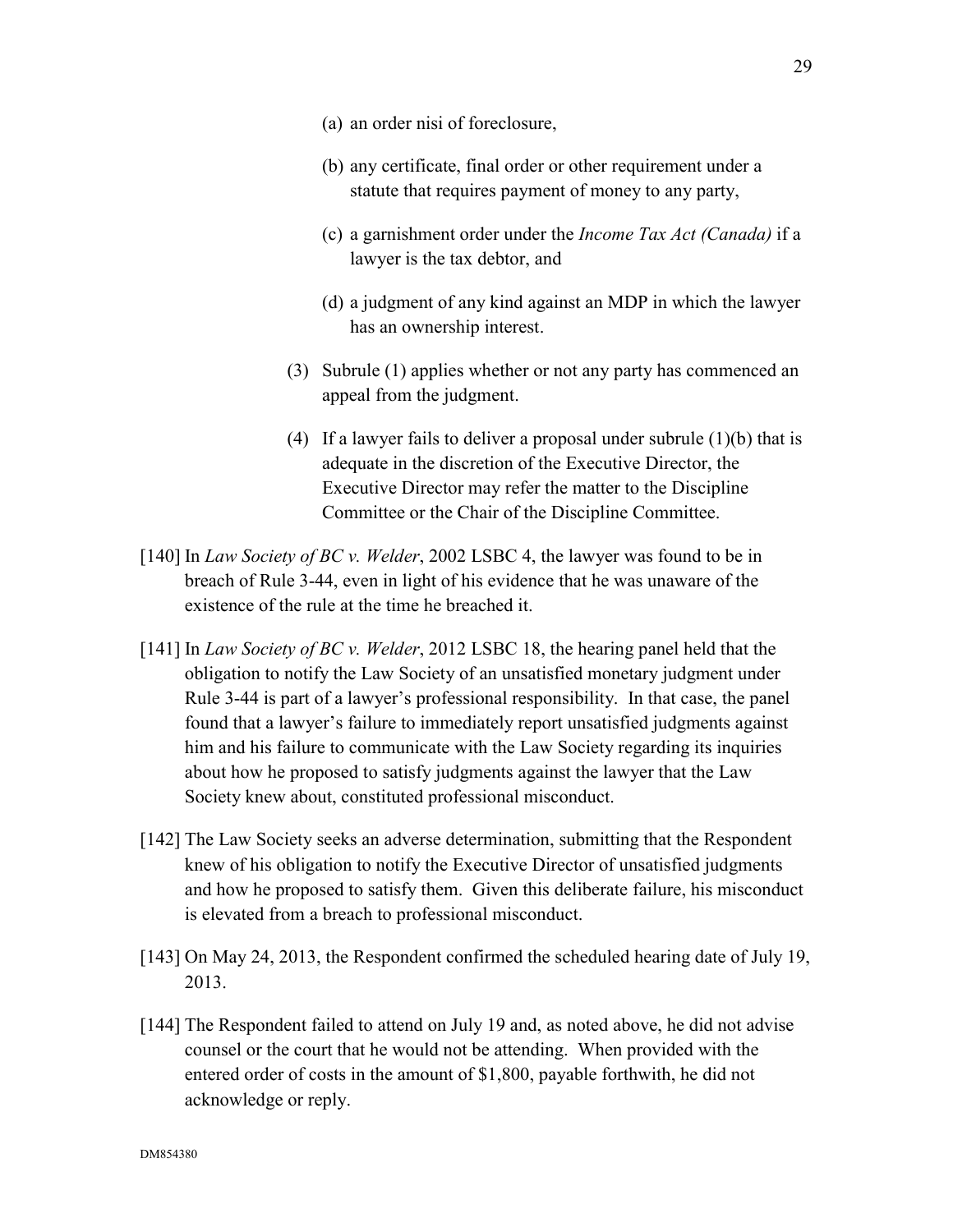(a) an order nisi of foreclosure,

(b) any certificate, final order or other requirement under a statute that requires payment of money to any party,

(c) a garnishment order under the *Income Tax Act (Canada)* if a lawyer is the tax debtor, and

(d) a judgment of any kind against an MDP in which the lawyer has an ownership interest.

(3) Subrule (1) applies whether or not any party has commenced an appeal from the judgment.

(4) If a lawyer fails to deliver a proposal under subrule (1)(b) that is adequate in the discretion of the Executive Director, the Executive Director may refer the matter to the Discipline Committee or the Chair of the Discipline Committee.

[140] In *Law Society of BC v. Welder*, 2002 LSBC 4, the lawyer was found to be in breach of Rule 3-44, even in light of his evidence that he was unaware of the existence of the rule at the time he breached it.

[141] In *Law Society of BC v. Welder*, 2012 LSBC 18, the hearing panel held that the obligation to notify the Law Society of an unsatisfied monetary judgment under Rule 3-44 is part of a lawyer's professional responsibility. In that case, the panel found that a lawyer's failure to immediately report unsatisfied judgments against him and his failure to communicate with the Law Society regarding its inquiries about how he proposed to satisfy judgments against the lawyer that the Law Society knew about, constituted professional misconduct.

[142] The Law Society seeks an adverse determination, submitting that the Respondent knew of his obligation to notify the Executive Director of unsatisfied judgments and how he proposed to satisfy them. Given this deliberate failure, his misconduct is elevated from a breach to professional misconduct.

[143] On May 24, 2013, the Respondent confirmed the scheduled hearing date of July 19, 2013.

[144] The Respondent failed to attend on July 19 and, as noted above, he did not advise counsel or the court that he would not be attending. When provided with the entered order of costs in the amount of $1,800, payable forthwith, he did not acknowledge or reply.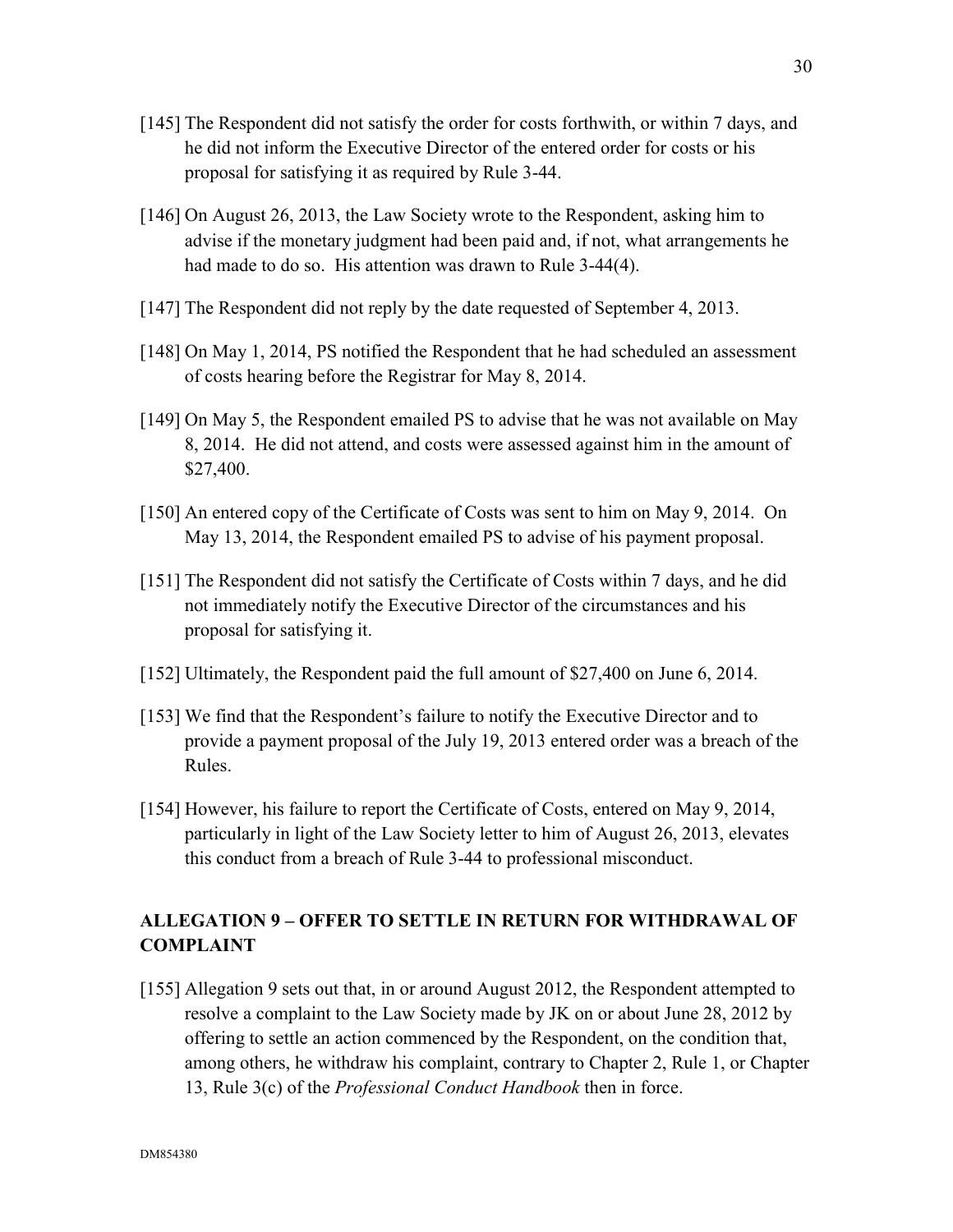[145] The Respondent did not satisfy the order for costs forthwith, or within 7 days, and he did not inform the Executive Director of the entered order for costs or his proposal for satisfying it as required by Rule 3-44.

[146] On August 26, 2013, the Law Society wrote to the Respondent, asking him to advise if the monetary judgment had been paid and, if not, what arrangements he had made to do so. His attention was drawn to Rule 3-44(4).

[147] The Respondent did not reply by the date requested of September 4, 2013.

[148] On May 1, 2014, PS notified the Respondent that he had scheduled an assessment of costs hearing before the Registrar for May 8, 2014.

[149] On May 5, the Respondent emailed PS to advise that he was not available on May 8, 2014. He did not attend, and costs were assessed against him in the amount of $27,400.

[150] An entered copy of the Certificate of Costs was sent to him on May 9, 2014. On May 13, 2014, the Respondent emailed PS to advise of his payment proposal.

[151] The Respondent did not satisfy the Certificate of Costs within 7 days, and he did not immediately notify the Executive Director of the circumstances and his proposal for satisfying it.

[152] Ultimately, the Respondent paid the full amount of $27,400 on June 6, 2014.

[153] We find that the Respondent's failure to notify the Executive Director and to provide a payment proposal of the July 19, 2013 entered order was a breach of the Rules.

[154] However, his failure to report the Certificate of Costs, entered on May 9, 2014, particularly in light of the Law Society letter to him of August 26, 2013, elevates this conduct from a breach of Rule 3-44 to professional misconduct.

## ALLEGATION 9 – OFFER TO SETTLE IN RETURN FOR WITHDRAWAL OF COMPLAINT

[155] Allegation 9 sets out that, in or around August 2012, the Respondent attempted to resolve a complaint to the Law Society made by JK on or about June 28, 2012 by offering to settle an action commenced by the Respondent, on the condition that, among others, he withdraw his complaint, contrary to Chapter 2, Rule 1, or Chapter 13, Rule 3(c) of the *Professional Conduct Handbook* then in force.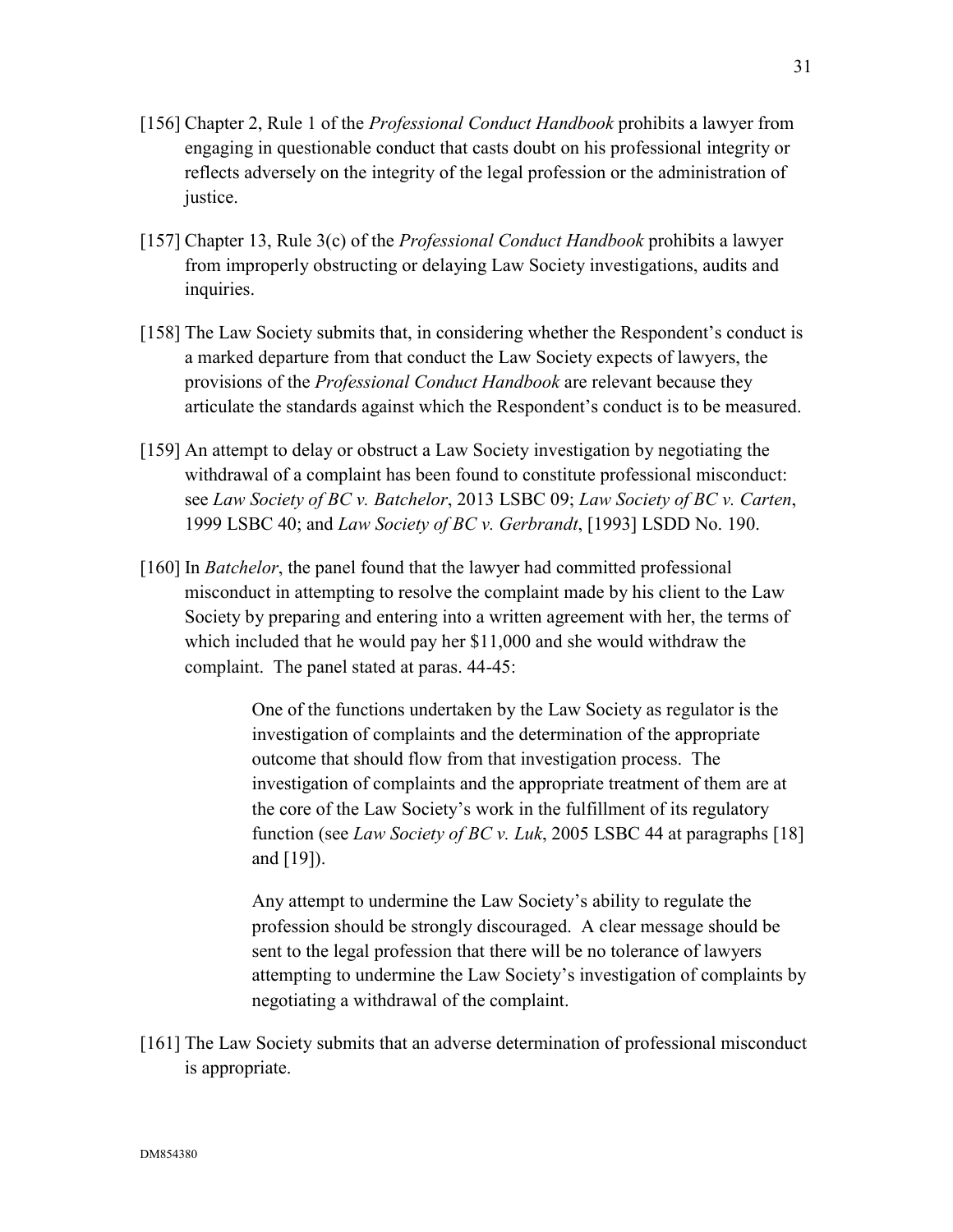[156] Chapter 2, Rule 1 of the *Professional Conduct Handbook* prohibits a lawyer from engaging in questionable conduct that casts doubt on his professional integrity or reflects adversely on the integrity of the legal profession or the administration of justice.

[157] Chapter 13, Rule 3(c) of the *Professional Conduct Handbook* prohibits a lawyer from improperly obstructing or delaying Law Society investigations, audits and inquiries.

[158] The Law Society submits that, in considering whether the Respondent's conduct is a marked departure from that conduct the Law Society expects of lawyers, the provisions of the *Professional Conduct Handbook* are relevant because they articulate the standards against which the Respondent's conduct is to be measured.

[159] An attempt to delay or obstruct a Law Society investigation by negotiating the withdrawal of a complaint has been found to constitute professional misconduct: see *Law Society of BC v. Batchelor*, 2013 LSBC 09; *Law Society of BC v. Carten*, 1999 LSBC 40; and *Law Society of BC v. Gerbrandt*, [1993] LSDD No. 190.

[160] In *Batchelor*, the panel found that the lawyer had committed professional misconduct in attempting to resolve the complaint made by his client to the Law Society by preparing and entering into a written agreement with her, the terms of which included that he would pay her $11,000 and she would withdraw the complaint. The panel stated at paras. 44-45:

> One of the functions undertaken by the Law Society as regulator is the investigation of complaints and the determination of the appropriate outcome that should flow from that investigation process. The investigation of complaints and the appropriate treatment of them are at the core of the Law Society's work in the fulfillment of its regulatory function (see *Law Society of BC v. Luk*, 2005 LSBC 44 at paragraphs [18] and [19]).
>
> Any attempt to undermine the Law Society's ability to regulate the profession should be strongly discouraged. A clear message should be sent to the legal profession that there will be no tolerance of lawyers attempting to undermine the Law Society's investigation of complaints by negotiating a withdrawal of the complaint.

[161] The Law Society submits that an adverse determination of professional misconduct is appropriate.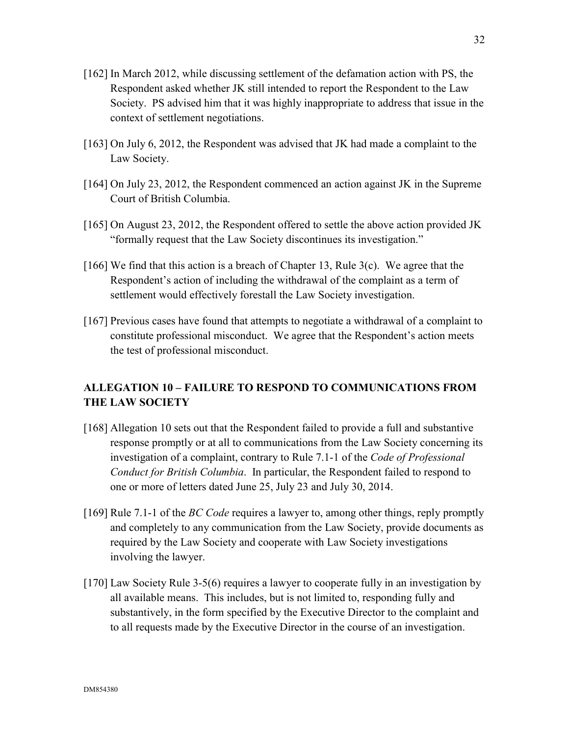[162] In March 2012, while discussing settlement of the defamation action with PS, the Respondent asked whether JK still intended to report the Respondent to the Law Society. PS advised him that it was highly inappropriate to address that issue in the context of settlement negotiations.

[163] On July 6, 2012, the Respondent was advised that JK had made a complaint to the Law Society.

[164] On July 23, 2012, the Respondent commenced an action against JK in the Supreme Court of British Columbia.

[165] On August 23, 2012, the Respondent offered to settle the above action provided JK "formally request that the Law Society discontinues its investigation."

[166] We find that this action is a breach of Chapter 13, Rule 3(c). We agree that the Respondent's action of including the withdrawal of the complaint as a term of settlement would effectively forestall the Law Society investigation.

[167] Previous cases have found that attempts to negotiate a withdrawal of a complaint to constitute professional misconduct. We agree that the Respondent's action meets the test of professional misconduct.

## ALLEGATION 10 – FAILURE TO RESPOND TO COMMUNICATIONS FROM THE LAW SOCIETY

[168] Allegation 10 sets out that the Respondent failed to provide a full and substantive response promptly or at all to communications from the Law Society concerning its investigation of a complaint, contrary to Rule 7.1-1 of the *Code of Professional Conduct for British Columbia*. In particular, the Respondent failed to respond to one or more of letters dated June 25, July 23 and July 30, 2014.

[169] Rule 7.1-1 of the *BC Code* requires a lawyer to, among other things, reply promptly and completely to any communication from the Law Society, provide documents as required by the Law Society and cooperate with Law Society investigations involving the lawyer.

[170] Law Society Rule 3-5(6) requires a lawyer to cooperate fully in an investigation by all available means. This includes, but is not limited to, responding fully and substantively, in the form specified by the Executive Director to the complaint and to all requests made by the Executive Director in the course of an investigation.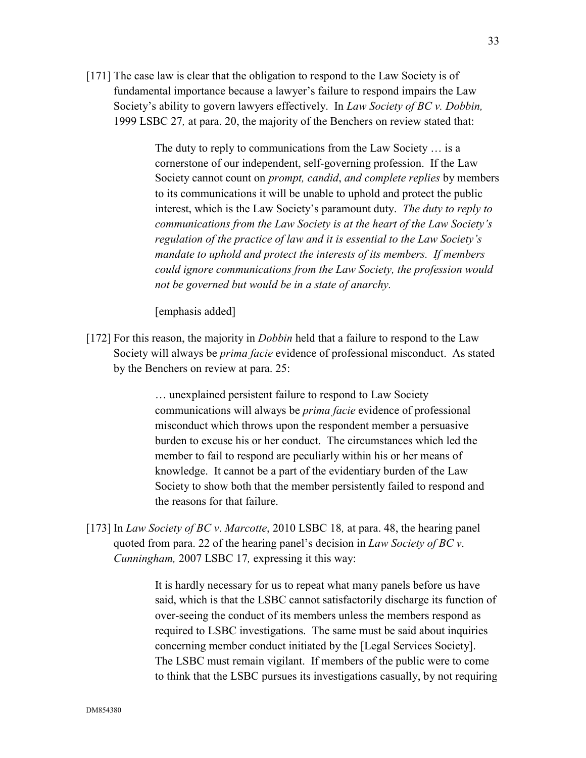[171] The case law is clear that the obligation to respond to the Law Society is of fundamental importance because a lawyer's failure to respond impairs the Law Society's ability to govern lawyers effectively. In *Law Society of BC v. Dobbin,* 1999 LSBC 27*,* at para. 20, the majority of the Benchers on review stated that:

> The duty to reply to communications from the Law Society … is a cornerstone of our independent, self-governing profession. If the Law Society cannot count on *prompt, candid*, *and complete replies* by members to its communications it will be unable to uphold and protect the public interest, which is the Law Society's paramount duty. *The duty to reply to communications from the Law Society is at the heart of the Law Society's regulation of the practice of law and it is essential to the Law Society's mandate to uphold and protect the interests of its members. If members could ignore communications from the Law Society, the profession would not be governed but would be in a state of anarchy.*
>
> [emphasis added]

[172] For this reason, the majority in *Dobbin* held that a failure to respond to the Law Society will always be *prima facie* evidence of professional misconduct. As stated by the Benchers on review at para. 25:

> … unexplained persistent failure to respond to Law Society communications will always be *prima facie* evidence of professional misconduct which throws upon the respondent member a persuasive burden to excuse his or her conduct. The circumstances which led the member to fail to respond are peculiarly within his or her means of knowledge. It cannot be a part of the evidentiary burden of the Law Society to show both that the member persistently failed to respond and the reasons for that failure.

[173] In *Law Society of BC v. Marcotte*, 2010 LSBC 18*,* at para. 48, the hearing panel quoted from para. 22 of the hearing panel's decision in *Law Society of BC v. Cunningham,* 2007 LSBC 17*,* expressing it this way:

> It is hardly necessary for us to repeat what many panels before us have said, which is that the LSBC cannot satisfactorily discharge its function of over-seeing the conduct of its members unless the members respond as required to LSBC investigations. The same must be said about inquiries concerning member conduct initiated by the [Legal Services Society]. The LSBC must remain vigilant. If members of the public were to come to think that the LSBC pursues its investigations casually, by not requiring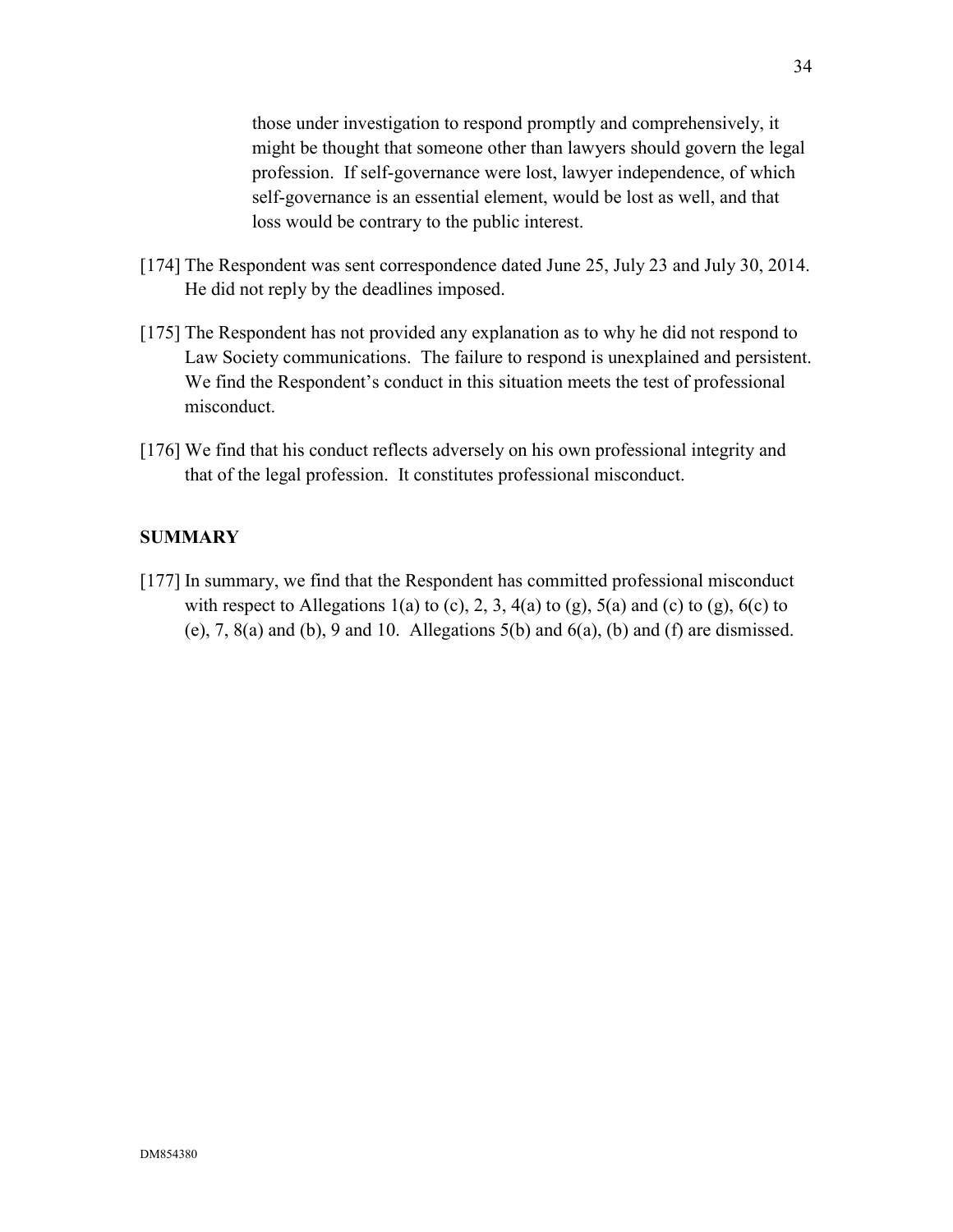> those under investigation to respond promptly and comprehensively, it might be thought that someone other than lawyers should govern the legal profession. If self-governance were lost, lawyer independence, of which self-governance is an essential element, would be lost as well, and that loss would be contrary to the public interest.

[174] The Respondent was sent correspondence dated June 25, July 23 and July 30, 2014. He did not reply by the deadlines imposed.

[175] The Respondent has not provided any explanation as to why he did not respond to Law Society communications. The failure to respond is unexplained and persistent. We find the Respondent's conduct in this situation meets the test of professional misconduct.

[176] We find that his conduct reflects adversely on his own professional integrity and that of the legal profession. It constitutes professional misconduct.

## SUMMARY

[177] In summary, we find that the Respondent has committed professional misconduct with respect to Allegations 1(a) to (c), 2, 3, 4(a) to (g), 5(a) and (c) to (g), 6(c) to (e), 7, 8(a) and (b), 9 and 10. Allegations 5(b) and 6(a), (b) and (f) are dismissed.

DM854380